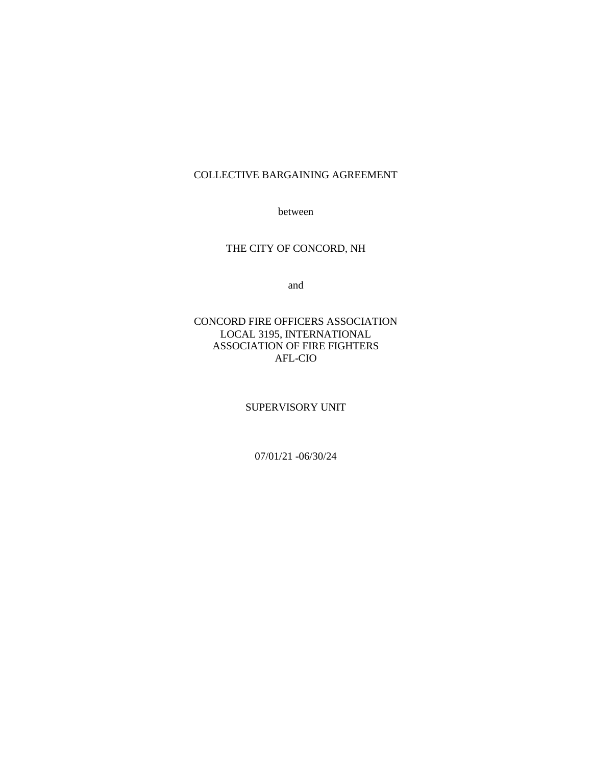COLLECTIVE BARGAINING AGREEMENT

between

THE CITY OF CONCORD, NH

and

CONCORD FIRE OFFICERS ASSOCIATION
LOCAL 3195, INTERNATIONAL
ASSOCIATION OF FIRE FIGHTERS
AFL-CIO

SUPERVISORY UNIT

07/01/21 -06/30/24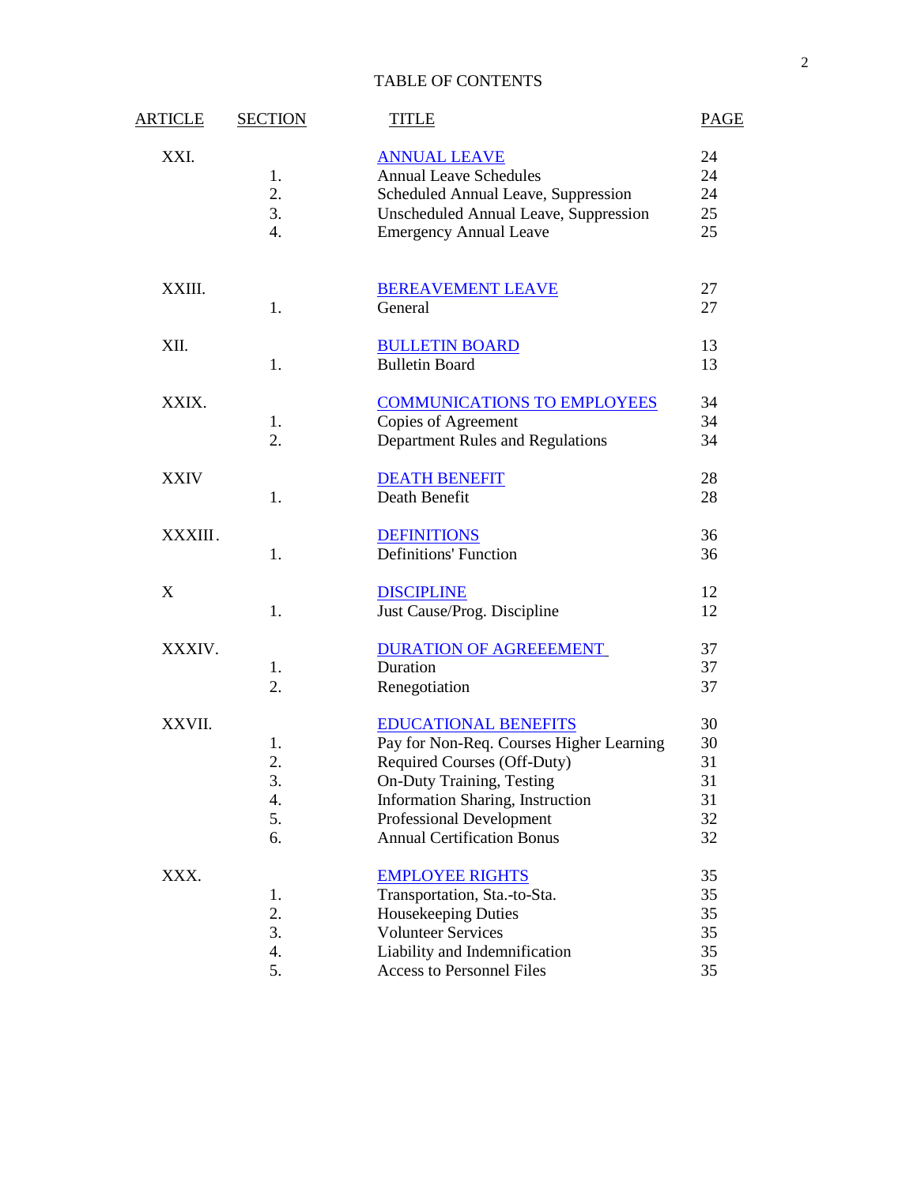# TABLE OF CONTENTS

| ARTICLE | SECTION | TITLE | PAGE |
|---|---|---|---|
| XXI. | | ANNUAL LEAVE | 24 |
| | 1. | Annual Leave Schedules | 24 |
| | 2. | Scheduled Annual Leave, Suppression | 24 |
| | 3. | Unscheduled Annual Leave, Suppression | 25 |
| | 4. | Emergency Annual Leave | 25 |
| XXIII. | | BEREAVEMENT LEAVE | 27 |
| | 1. | General | 27 |
| XII. | | BULLETIN BOARD | 13 |
| | 1. | Bulletin Board | 13 |
| XXIX. | | COMMUNICATIONS TO EMPLOYEES | 34 |
| | 1. | Copies of Agreement | 34 |
| | 2. | Department Rules and Regulations | 34 |
| XXIV | | DEATH BENEFIT | 28 |
| | 1. | Death Benefit | 28 |
| XXXIII. | | DEFINITIONS | 36 |
| | 1. | Definitions' Function | 36 |
| X | | DISCIPLINE | 12 |
| | 1. | Just Cause/Prog. Discipline | 12 |
| XXXIV. | | DURATION OF AGREEEMENT | 37 |
| | 1. | Duration | 37 |
| | 2. | Renegotiation | 37 |
| XXVII. | | EDUCATIONAL BENEFITS | 30 |
| | 1. | Pay for Non-Req. Courses Higher Learning | 30 |
| | 2. | Required Courses (Off-Duty) | 31 |
| | 3. | On-Duty Training, Testing | 31 |
| | 4. | Information Sharing, Instruction | 31 |
| | 5. | Professional Development | 32 |
| | 6. | Annual Certification Bonus | 32 |
| XXX. | | EMPLOYEE RIGHTS | 35 |
| | 1. | Transportation, Sta.-to-Sta. | 35 |
| | 2. | Housekeeping Duties | 35 |
| | 3. | Volunteer Services | 35 |
| | 4. | Liability and Indemnification | 35 |
| | 5. | Access to Personnel Files | 35 |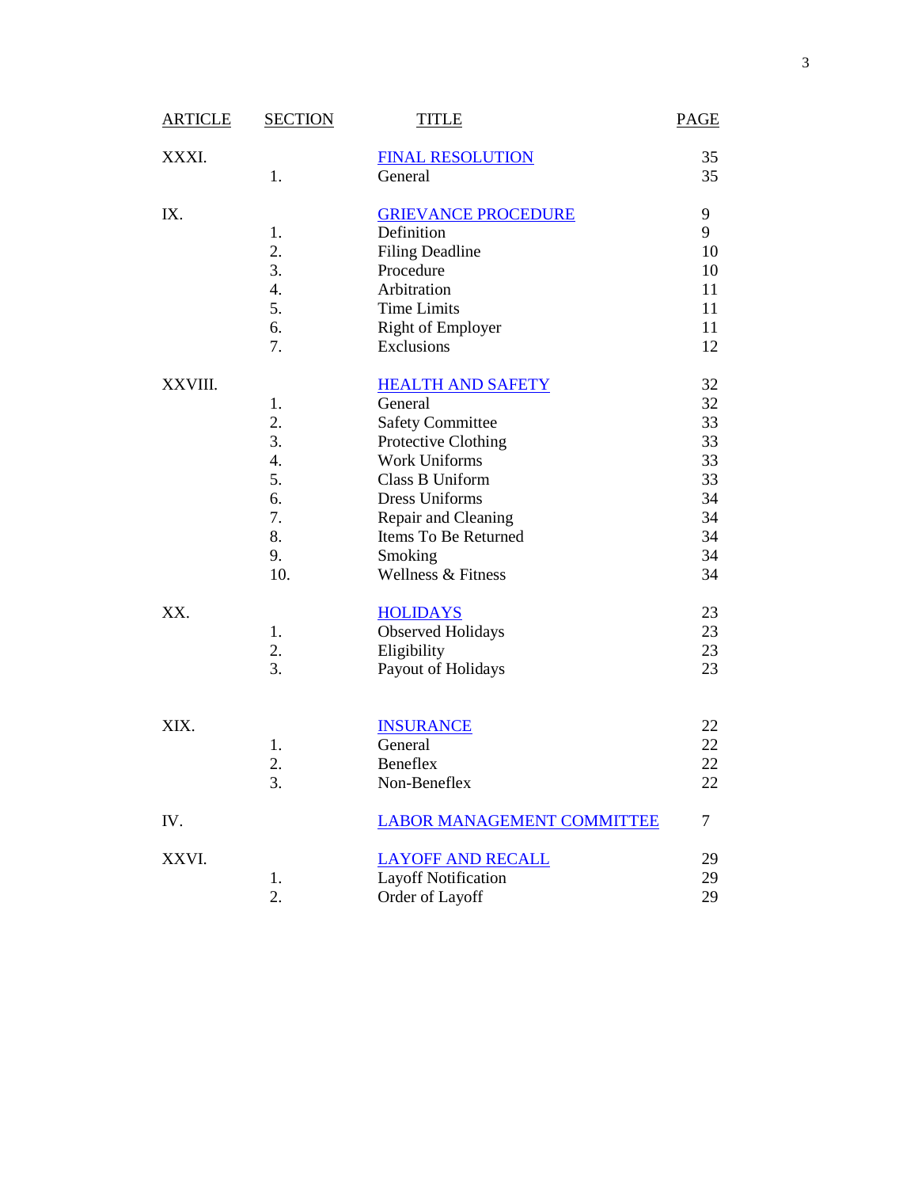| ARTICLE | SECTION | TITLE | PAGE |
|---|---|---|---|
| XXXI. | | FINAL RESOLUTION | 35 |
| | 1. | General | 35 |
| IX. | | GRIEVANCE PROCEDURE | 9 |
| | 1. | Definition | 9 |
| | 2. | Filing Deadline | 10 |
| | 3. | Procedure | 10 |
| | 4. | Arbitration | 11 |
| | 5. | Time Limits | 11 |
| | 6. | Right of Employer | 11 |
| | 7. | Exclusions | 12 |
| XXVIII. | | HEALTH AND SAFETY | 32 |
| | 1. | General | 32 |
| | 2. | Safety Committee | 33 |
| | 3. | Protective Clothing | 33 |
| | 4. | Work Uniforms | 33 |
| | 5. | Class B Uniform | 33 |
| | 6. | Dress Uniforms | 34 |
| | 7. | Repair and Cleaning | 34 |
| | 8. | Items To Be Returned | 34 |
| | 9. | Smoking | 34 |
| | 10. | Wellness & Fitness | 34 |
| XX. | | HOLIDAYS | 23 |
| | 1. | Observed Holidays | 23 |
| | 2. | Eligibility | 23 |
| | 3. | Payout of Holidays | 23 |
| XIX. | | INSURANCE | 22 |
| | 1. | General | 22 |
| | 2. | Beneflex | 22 |
| | 3. | Non-Beneflex | 22 |
| IV. | | LABOR MANAGEMENT COMMITTEE | 7 |
| XXVI. | | LAYOFF AND RECALL | 29 |
| | 1. | Layoff Notification | 29 |
| | 2. | Order of Layoff | 29 |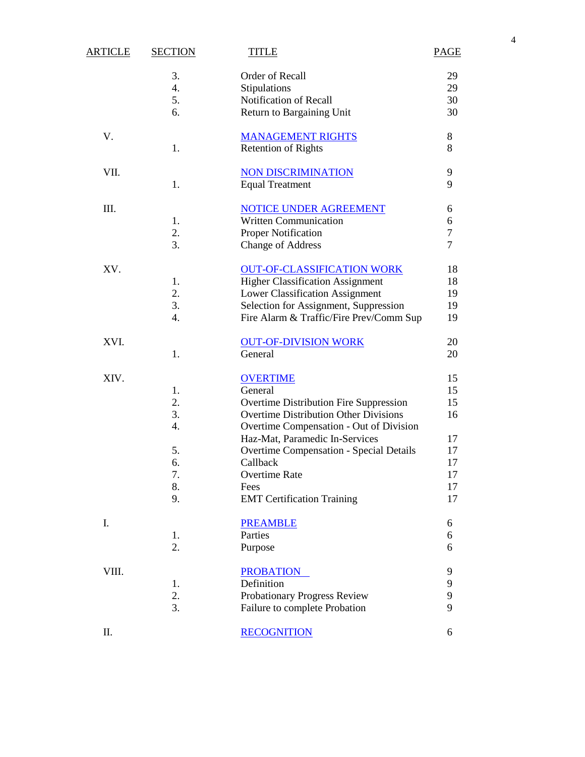| ARTICLE | SECTION | TITLE | PAGE |
|---|---|---|---|
| | 3. | Order of Recall | 29 |
| | 4. | Stipulations | 29 |
| | 5. | Notification of Recall | 30 |
| | 6. | Return to Bargaining Unit | 30 |
| V. | | MANAGEMENT RIGHTS | 8 |
| | 1. | Retention of Rights | 8 |
| VII. | | NON DISCRIMINATION | 9 |
| | 1. | Equal Treatment | 9 |
| III. | | NOTICE UNDER AGREEMENT | 6 |
| | 1. | Written Communication | 6 |
| | 2. | Proper Notification | 7 |
| | 3. | Change of Address | 7 |
| XV. | | OUT-OF-CLASSIFICATION WORK | 18 |
| | 1. | Higher Classification Assignment | 18 |
| | 2. | Lower Classification Assignment | 19 |
| | 3. | Selection for Assignment, Suppression | 19 |
| | 4. | Fire Alarm & Traffic/Fire Prev/Comm Sup | 19 |
| XVI. | | OUT-OF-DIVISION WORK | 20 |
| | 1. | General | 20 |
| XIV. | | OVERTIME | 15 |
| | 1. | General | 15 |
| | 2. | Overtime Distribution Fire Suppression | 15 |
| | 3. | Overtime Distribution Other Divisions | 16 |
| | 4. | Overtime Compensation - Out of Division Haz-Mat, Paramedic In-Services | 17 |
| | 5. | Overtime Compensation - Special Details | 17 |
| | 6. | Callback | 17 |
| | 7. | Overtime Rate | 17 |
| | 8. | Fees | 17 |
| | 9. | EMT Certification Training | 17 |
| I. | | PREAMBLE | 6 |
| | 1. | Parties | 6 |
| | 2. | Purpose | 6 |
| VIII. | | PROBATION | 9 |
| | 1. | Definition | 9 |
| | 2. | Probationary Progress Review | 9 |
| | 3. | Failure to complete Probation | 9 |
| II. | | RECOGNITION | 6 |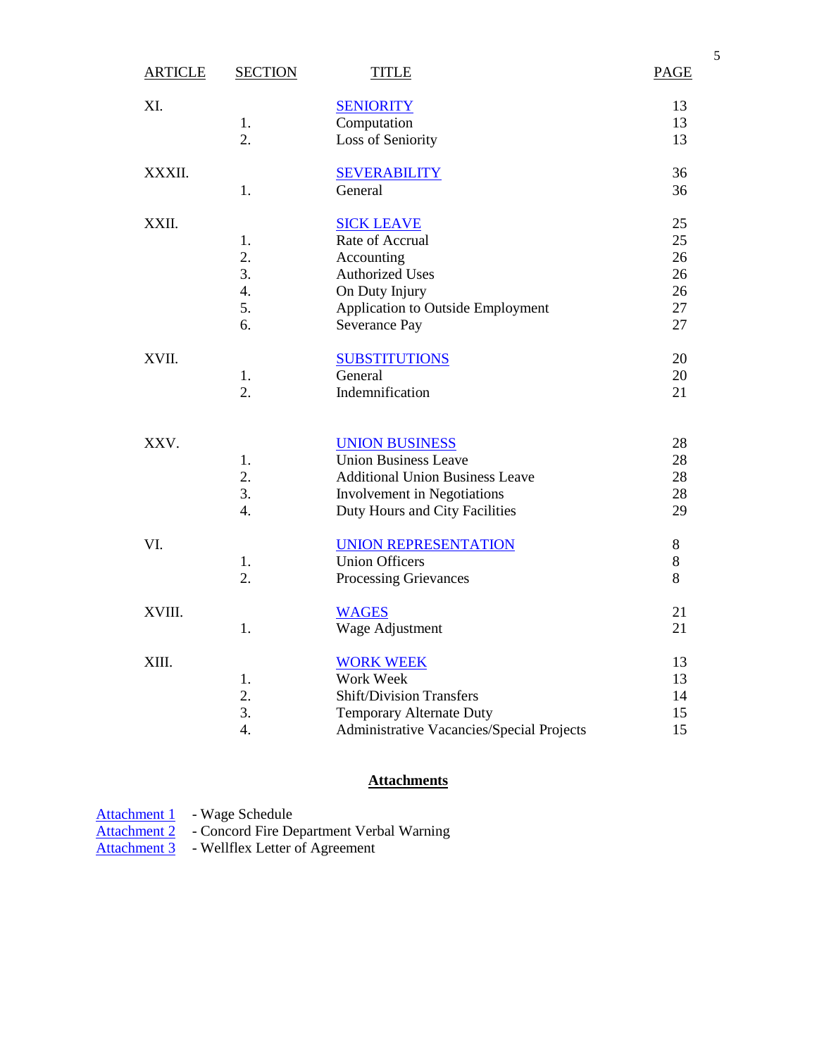| ARTICLE | SECTION | TITLE | PAGE |
|---|---|---|---|
| XI. | | SENIORITY | 13 |
| | 1. | Computation | 13 |
| | 2. | Loss of Seniority | 13 |
| XXXII. | | SEVERABILITY | 36 |
| | 1. | General | 36 |
| XXII. | | SICK LEAVE | 25 |
| | 1. | Rate of Accrual | 25 |
| | 2. | Accounting | 26 |
| | 3. | Authorized Uses | 26 |
| | 4. | On Duty Injury | 26 |
| | 5. | Application to Outside Employment | 27 |
| | 6. | Severance Pay | 27 |
| XVII. | | SUBSTITUTIONS | 20 |
| | 1. | General | 20 |
| | 2. | Indemnification | 21 |
| XXV. | | UNION BUSINESS | 28 |
| | 1. | Union Business Leave | 28 |
| | 2. | Additional Union Business Leave | 28 |
| | 3. | Involvement in Negotiations | 28 |
| | 4. | Duty Hours and City Facilities | 29 |
| VI. | | UNION REPRESENTATION | 8 |
| | 1. | Union Officers | 8 |
| | 2. | Processing Grievances | 8 |
| XVIII. | | WAGES | 21 |
| | 1. | Wage Adjustment | 21 |
| XIII. | | WORK WEEK | 13 |
| | 1. | Work Week | 13 |
| | 2. | Shift/Division Transfers | 14 |
| | 3. | Temporary Alternate Duty | 15 |
| | 4. | Administrative Vacancies/Special Projects | 15 |

**Attachments**

Attachment 1 - Wage Schedule
Attachment 2 - Concord Fire Department Verbal Warning
Attachment 3 - Wellflex Letter of Agreement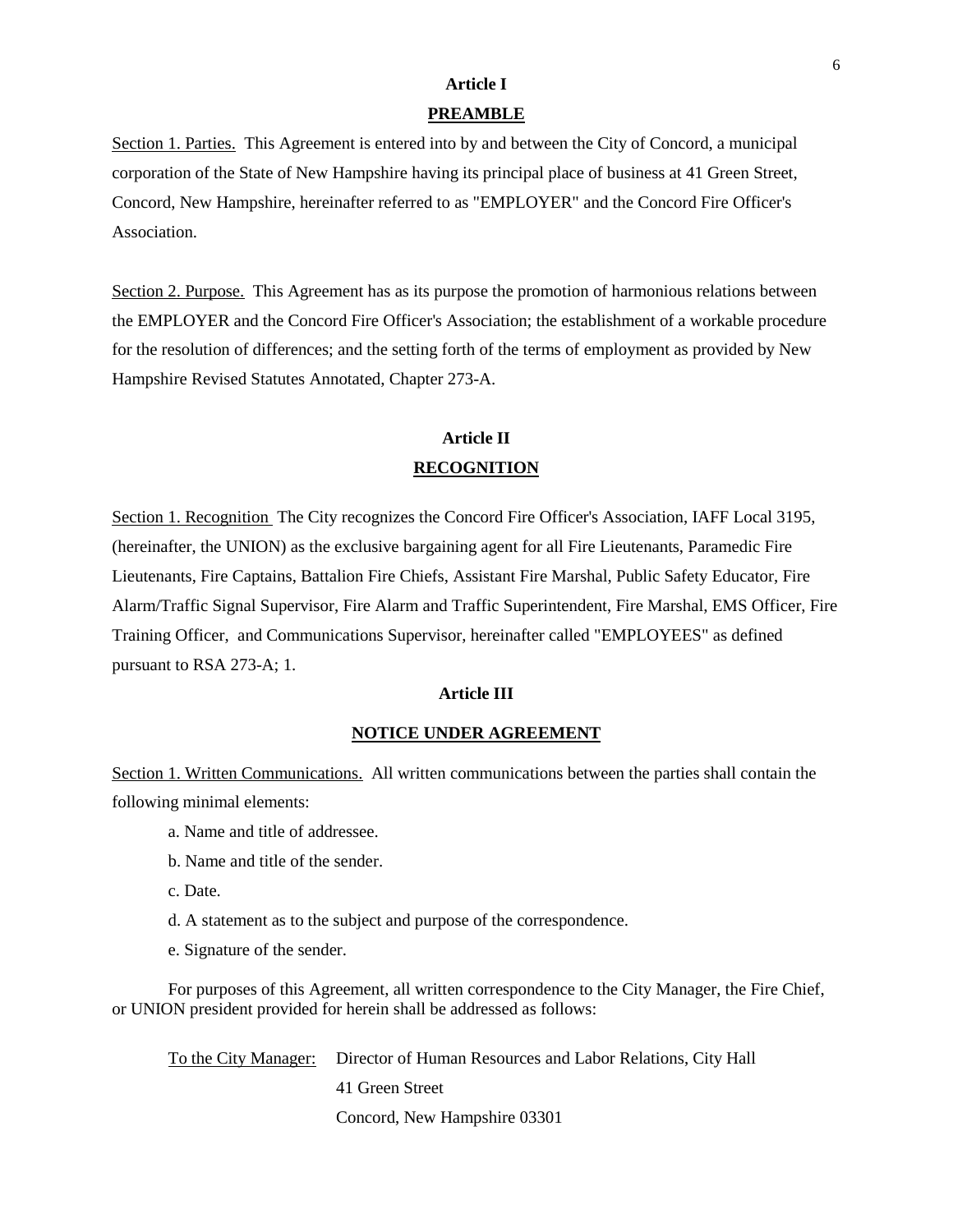## Article I

## PREAMBLE

Section 1. Parties. This Agreement is entered into by and between the City of Concord, a municipal corporation of the State of New Hampshire having its principal place of business at 41 Green Street, Concord, New Hampshire, hereinafter referred to as "EMPLOYER" and the Concord Fire Officer's Association.

Section 2. Purpose. This Agreement has as its purpose the promotion of harmonious relations between the EMPLOYER and the Concord Fire Officer's Association; the establishment of a workable procedure for the resolution of differences; and the setting forth of the terms of employment as provided by New Hampshire Revised Statutes Annotated, Chapter 273-A.

## Article II

## RECOGNITION

Section 1. Recognition The City recognizes the Concord Fire Officer's Association, IAFF Local 3195, (hereinafter, the UNION) as the exclusive bargaining agent for all Fire Lieutenants, Paramedic Fire Lieutenants, Fire Captains, Battalion Fire Chiefs, Assistant Fire Marshal, Public Safety Educator, Fire Alarm/Traffic Signal Supervisor, Fire Alarm and Traffic Superintendent, Fire Marshal, EMS Officer, Fire Training Officer, and Communications Supervisor, hereinafter called "EMPLOYEES" as defined pursuant to RSA 273-A; 1.

## Article III

## NOTICE UNDER AGREEMENT

Section 1. Written Communications. All written communications between the parties shall contain the following minimal elements:

a. Name and title of addressee.

b. Name and title of the sender.

c. Date.

d. A statement as to the subject and purpose of the correspondence.

e. Signature of the sender.

For purposes of this Agreement, all written correspondence to the City Manager, the Fire Chief, or UNION president provided for herein shall be addressed as follows:

To the City Manager: Director of Human Resources and Labor Relations, City Hall
41 Green Street
Concord, New Hampshire 03301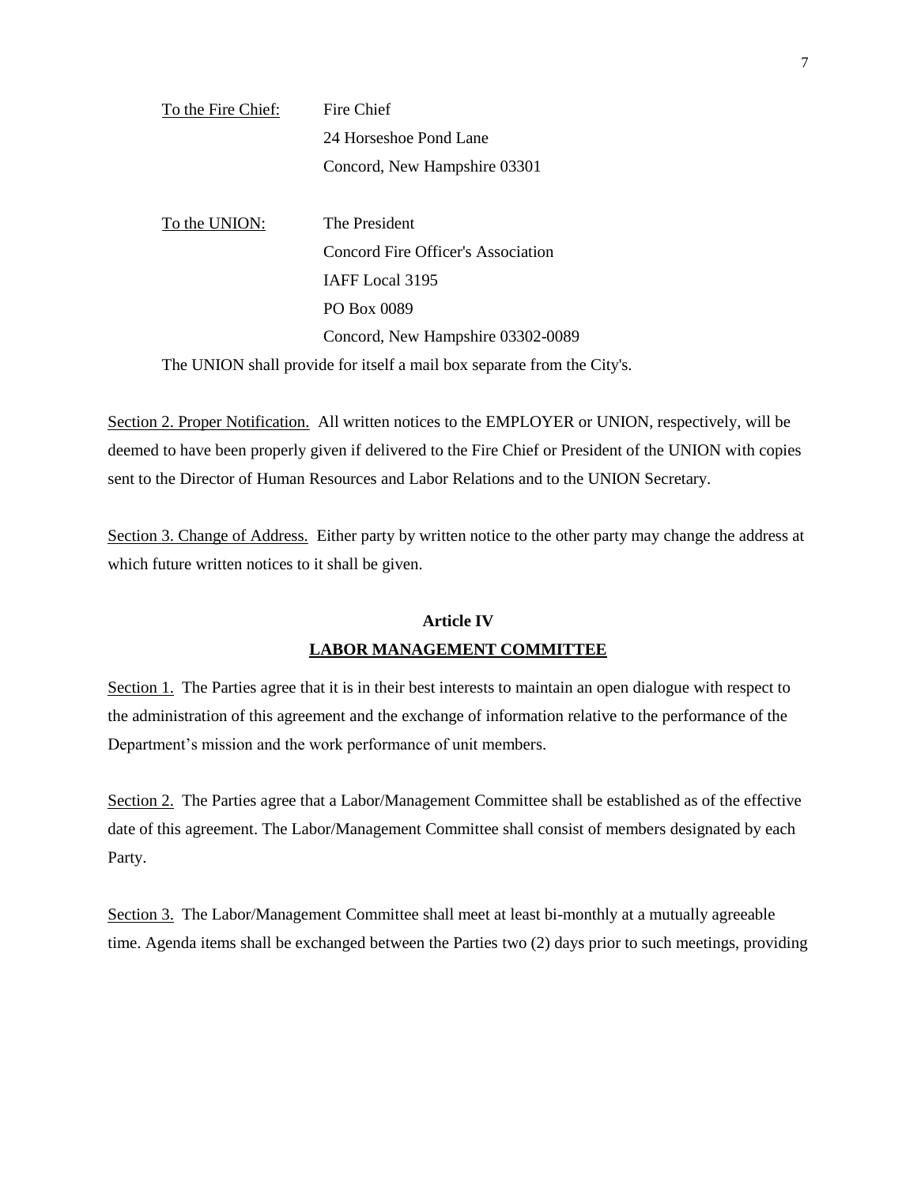To the Fire Chief: Fire Chief
24 Horseshoe Pond Lane
Concord, New Hampshire 03301

To the UNION: The President
Concord Fire Officer's Association
IAFF Local 3195
PO Box 0089
Concord, New Hampshire 03302-0089

The UNION shall provide for itself a mail box separate from the City's.

Section 2. Proper Notification. All written notices to the EMPLOYER or UNION, respectively, will be deemed to have been properly given if delivered to the Fire Chief or President of the UNION with copies sent to the Director of Human Resources and Labor Relations and to the UNION Secretary.

Section 3. Change of Address. Either party by written notice to the other party may change the address at which future written notices to it shall be given.

## Article IV
## LABOR MANAGEMENT COMMITTEE

Section 1. The Parties agree that it is in their best interests to maintain an open dialogue with respect to the administration of this agreement and the exchange of information relative to the performance of the Department's mission and the work performance of unit members.

Section 2. The Parties agree that a Labor/Management Committee shall be established as of the effective date of this agreement. The Labor/Management Committee shall consist of members designated by each Party.

Section 3. The Labor/Management Committee shall meet at least bi-monthly at a mutually agreeable time. Agenda items shall be exchanged between the Parties two (2) days prior to such meetings, providing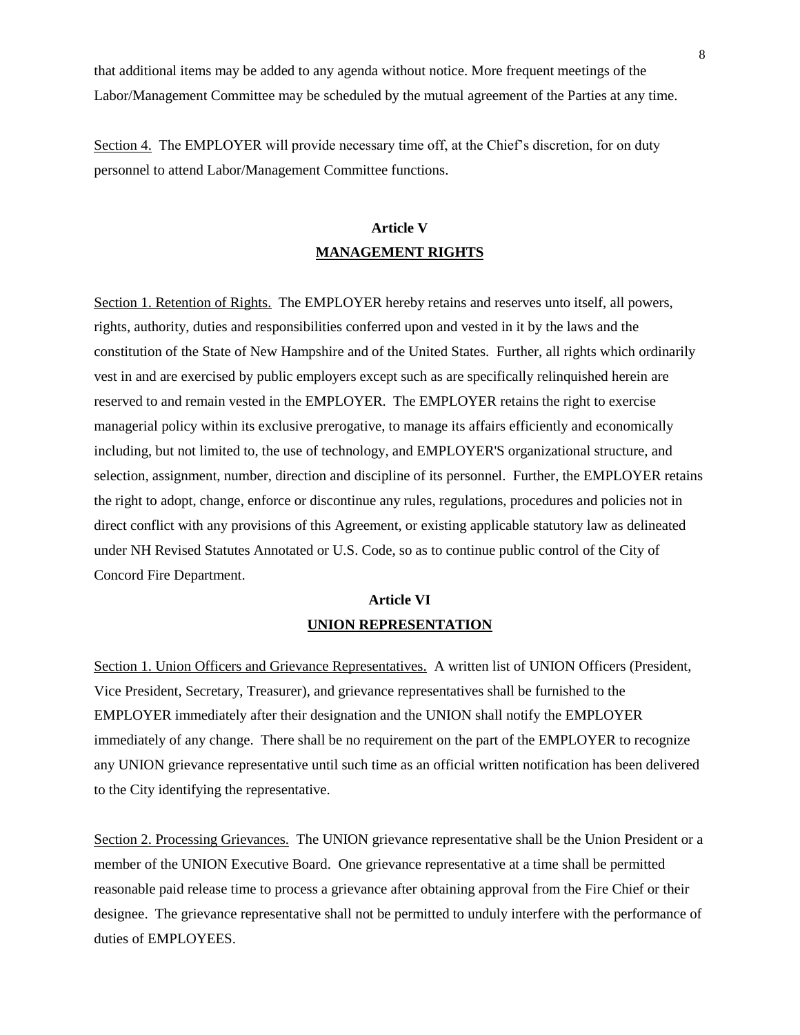that additional items may be added to any agenda without notice. More frequent meetings of the Labor/Management Committee may be scheduled by the mutual agreement of the Parties at any time.

Section 4. The EMPLOYER will provide necessary time off, at the Chief's discretion, for on duty personnel to attend Labor/Management Committee functions.

## Article V
## MANAGEMENT RIGHTS

Section 1. Retention of Rights. The EMPLOYER hereby retains and reserves unto itself, all powers, rights, authority, duties and responsibilities conferred upon and vested in it by the laws and the constitution of the State of New Hampshire and of the United States. Further, all rights which ordinarily vest in and are exercised by public employers except such as are specifically relinquished herein are reserved to and remain vested in the EMPLOYER. The EMPLOYER retains the right to exercise managerial policy within its exclusive prerogative, to manage its affairs efficiently and economically including, but not limited to, the use of technology, and EMPLOYER'S organizational structure, and selection, assignment, number, direction and discipline of its personnel. Further, the EMPLOYER retains the right to adopt, change, enforce or discontinue any rules, regulations, procedures and policies not in direct conflict with any provisions of this Agreement, or existing applicable statutory law as delineated under NH Revised Statutes Annotated or U.S. Code, so as to continue public control of the City of Concord Fire Department.

## Article VI
## UNION REPRESENTATION

Section 1. Union Officers and Grievance Representatives. A written list of UNION Officers (President, Vice President, Secretary, Treasurer), and grievance representatives shall be furnished to the EMPLOYER immediately after their designation and the UNION shall notify the EMPLOYER immediately of any change. There shall be no requirement on the part of the EMPLOYER to recognize any UNION grievance representative until such time as an official written notification has been delivered to the City identifying the representative.

Section 2. Processing Grievances. The UNION grievance representative shall be the Union President or a member of the UNION Executive Board. One grievance representative at a time shall be permitted reasonable paid release time to process a grievance after obtaining approval from the Fire Chief or their designee. The grievance representative shall not be permitted to unduly interfere with the performance of duties of EMPLOYEES.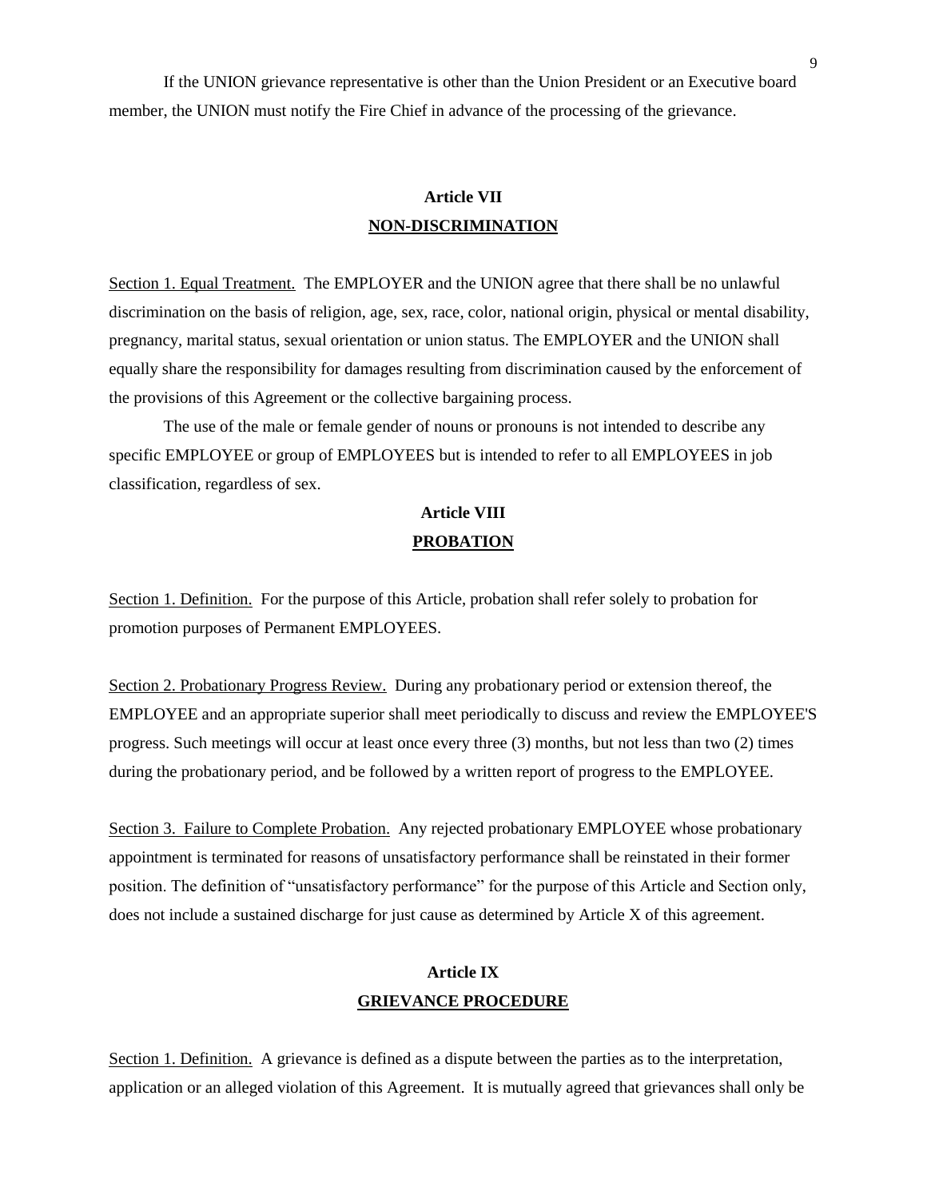If the UNION grievance representative is other than the Union President or an Executive board member, the UNION must notify the Fire Chief in advance of the processing of the grievance.

## Article VII
## NON-DISCRIMINATION

Section 1. Equal Treatment. The EMPLOYER and the UNION agree that there shall be no unlawful discrimination on the basis of religion, age, sex, race, color, national origin, physical or mental disability, pregnancy, marital status, sexual orientation or union status. The EMPLOYER and the UNION shall equally share the responsibility for damages resulting from discrimination caused by the enforcement of the provisions of this Agreement or the collective bargaining process.

The use of the male or female gender of nouns or pronouns is not intended to describe any specific EMPLOYEE or group of EMPLOYEES but is intended to refer to all EMPLOYEES in job classification, regardless of sex.

## Article VIII
## PROBATION

Section 1. Definition. For the purpose of this Article, probation shall refer solely to probation for promotion purposes of Permanent EMPLOYEES.

Section 2. Probationary Progress Review. During any probationary period or extension thereof, the EMPLOYEE and an appropriate superior shall meet periodically to discuss and review the EMPLOYEE'S progress. Such meetings will occur at least once every three (3) months, but not less than two (2) times during the probationary period, and be followed by a written report of progress to the EMPLOYEE.

Section 3. Failure to Complete Probation. Any rejected probationary EMPLOYEE whose probationary appointment is terminated for reasons of unsatisfactory performance shall be reinstated in their former position. The definition of "unsatisfactory performance" for the purpose of this Article and Section only, does not include a sustained discharge for just cause as determined by Article X of this agreement.

## Article IX
## GRIEVANCE PROCEDURE

Section 1. Definition. A grievance is defined as a dispute between the parties as to the interpretation, application or an alleged violation of this Agreement. It is mutually agreed that grievances shall only be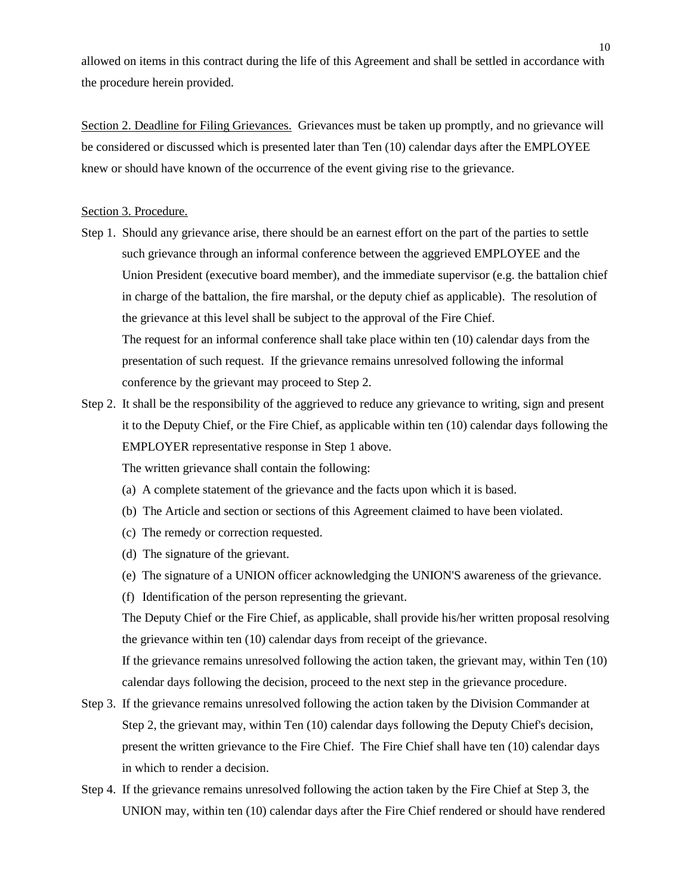allowed on items in this contract during the life of this Agreement and shall be settled in accordance with the procedure herein provided.

Section 2. Deadline for Filing Grievances. Grievances must be taken up promptly, and no grievance will be considered or discussed which is presented later than Ten (10) calendar days after the EMPLOYEE knew or should have known of the occurrence of the event giving rise to the grievance.

Section 3. Procedure.

Step 1. Should any grievance arise, there should be an earnest effort on the part of the parties to settle such grievance through an informal conference between the aggrieved EMPLOYEE and the Union President (executive board member), and the immediate supervisor (e.g. the battalion chief in charge of the battalion, the fire marshal, or the deputy chief as applicable). The resolution of the grievance at this level shall be subject to the approval of the Fire Chief.

The request for an informal conference shall take place within ten (10) calendar days from the presentation of such request. If the grievance remains unresolved following the informal conference by the grievant may proceed to Step 2.

Step 2. It shall be the responsibility of the aggrieved to reduce any grievance to writing, sign and present it to the Deputy Chief, or the Fire Chief, as applicable within ten (10) calendar days following the EMPLOYER representative response in Step 1 above.

The written grievance shall contain the following:

(a) A complete statement of the grievance and the facts upon which it is based.

(b) The Article and section or sections of this Agreement claimed to have been violated.

(c) The remedy or correction requested.

(d) The signature of the grievant.

(e) The signature of a UNION officer acknowledging the UNION'S awareness of the grievance.

(f) Identification of the person representing the grievant.

The Deputy Chief or the Fire Chief, as applicable, shall provide his/her written proposal resolving the grievance within ten (10) calendar days from receipt of the grievance.

If the grievance remains unresolved following the action taken, the grievant may, within Ten (10) calendar days following the decision, proceed to the next step in the grievance procedure.

Step 3. If the grievance remains unresolved following the action taken by the Division Commander at Step 2, the grievant may, within Ten (10) calendar days following the Deputy Chief's decision, present the written grievance to the Fire Chief. The Fire Chief shall have ten (10) calendar days in which to render a decision.

Step 4. If the grievance remains unresolved following the action taken by the Fire Chief at Step 3, the UNION may, within ten (10) calendar days after the Fire Chief rendered or should have rendered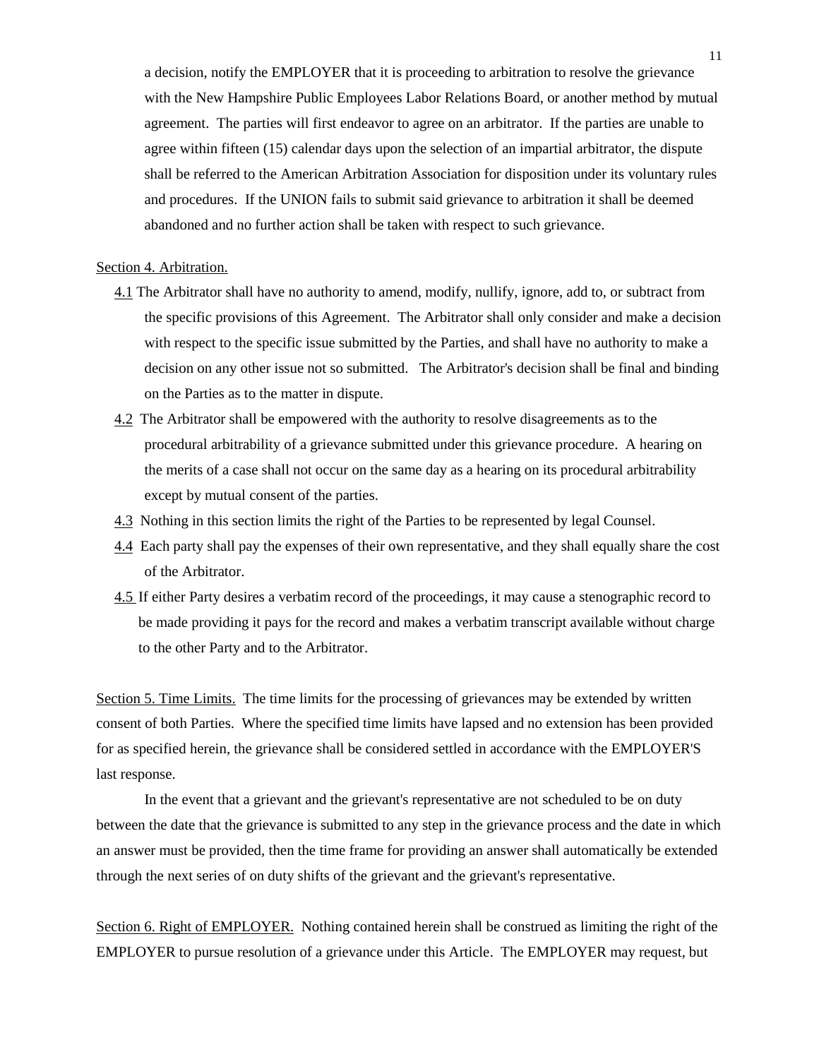a decision, notify the EMPLOYER that it is proceeding to arbitration to resolve the grievance with the New Hampshire Public Employees Labor Relations Board, or another method by mutual agreement. The parties will first endeavor to agree on an arbitrator. If the parties are unable to agree within fifteen (15) calendar days upon the selection of an impartial arbitrator, the dispute shall be referred to the American Arbitration Association for disposition under its voluntary rules and procedures. If the UNION fails to submit said grievance to arbitration it shall be deemed abandoned and no further action shall be taken with respect to such grievance.

Section 4. Arbitration.

4.1 The Arbitrator shall have no authority to amend, modify, nullify, ignore, add to, or subtract from the specific provisions of this Agreement. The Arbitrator shall only consider and make a decision with respect to the specific issue submitted by the Parties, and shall have no authority to make a decision on any other issue not so submitted. The Arbitrator's decision shall be final and binding on the Parties as to the matter in dispute.

4.2 The Arbitrator shall be empowered with the authority to resolve disagreements as to the procedural arbitrability of a grievance submitted under this grievance procedure. A hearing on the merits of a case shall not occur on the same day as a hearing on its procedural arbitrability except by mutual consent of the parties.

4.3 Nothing in this section limits the right of the Parties to be represented by legal Counsel.

4.4 Each party shall pay the expenses of their own representative, and they shall equally share the cost of the Arbitrator.

4.5 If either Party desires a verbatim record of the proceedings, it may cause a stenographic record to be made providing it pays for the record and makes a verbatim transcript available without charge to the other Party and to the Arbitrator.

Section 5. Time Limits. The time limits for the processing of grievances may be extended by written consent of both Parties. Where the specified time limits have lapsed and no extension has been provided for as specified herein, the grievance shall be considered settled in accordance with the EMPLOYER'S last response.

In the event that a grievant and the grievant's representative are not scheduled to be on duty between the date that the grievance is submitted to any step in the grievance process and the date in which an answer must be provided, then the time frame for providing an answer shall automatically be extended through the next series of on duty shifts of the grievant and the grievant's representative.

Section 6. Right of EMPLOYER. Nothing contained herein shall be construed as limiting the right of the EMPLOYER to pursue resolution of a grievance under this Article. The EMPLOYER may request, but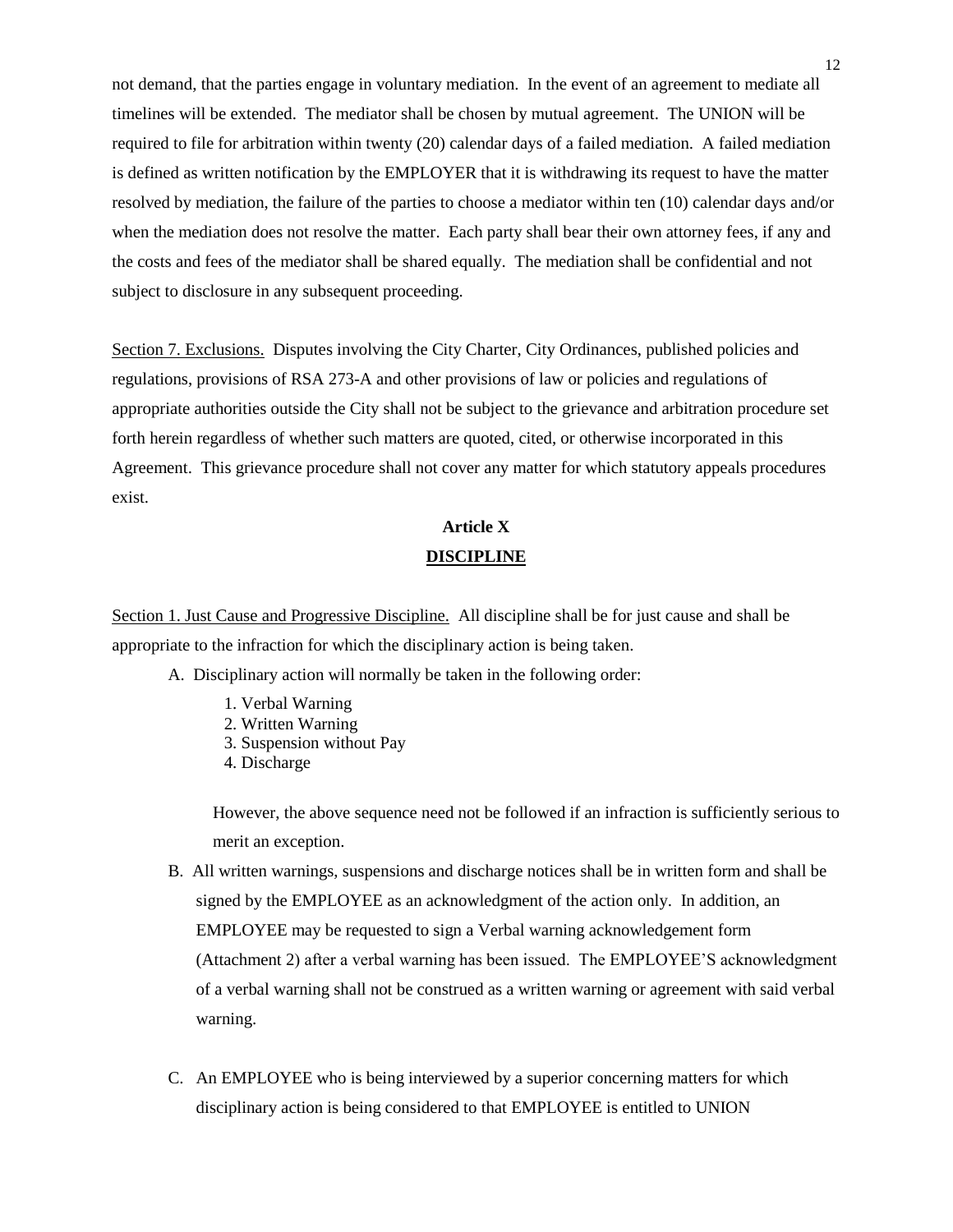not demand, that the parties engage in voluntary mediation. In the event of an agreement to mediate all timelines will be extended. The mediator shall be chosen by mutual agreement. The UNION will be required to file for arbitration within twenty (20) calendar days of a failed mediation. A failed mediation is defined as written notification by the EMPLOYER that it is withdrawing its request to have the matter resolved by mediation, the failure of the parties to choose a mediator within ten (10) calendar days and/or when the mediation does not resolve the matter. Each party shall bear their own attorney fees, if any and the costs and fees of the mediator shall be shared equally. The mediation shall be confidential and not subject to disclosure in any subsequent proceeding.

Section 7. Exclusions. Disputes involving the City Charter, City Ordinances, published policies and regulations, provisions of RSA 273-A and other provisions of law or policies and regulations of appropriate authorities outside the City shall not be subject to the grievance and arbitration procedure set forth herein regardless of whether such matters are quoted, cited, or otherwise incorporated in this Agreement. This grievance procedure shall not cover any matter for which statutory appeals procedures exist.

## Article X

## DISCIPLINE

Section 1. Just Cause and Progressive Discipline. All discipline shall be for just cause and shall be appropriate to the infraction for which the disciplinary action is being taken.

A. Disciplinary action will normally be taken in the following order:

1. Verbal Warning
2. Written Warning
3. Suspension without Pay
4. Discharge

However, the above sequence need not be followed if an infraction is sufficiently serious to merit an exception.

B. All written warnings, suspensions and discharge notices shall be in written form and shall be signed by the EMPLOYEE as an acknowledgment of the action only. In addition, an EMPLOYEE may be requested to sign a Verbal warning acknowledgement form (Attachment 2) after a verbal warning has been issued. The EMPLOYEE'S acknowledgment of a verbal warning shall not be construed as a written warning or agreement with said verbal warning.

C. An EMPLOYEE who is being interviewed by a superior concerning matters for which disciplinary action is being considered to that EMPLOYEE is entitled to UNION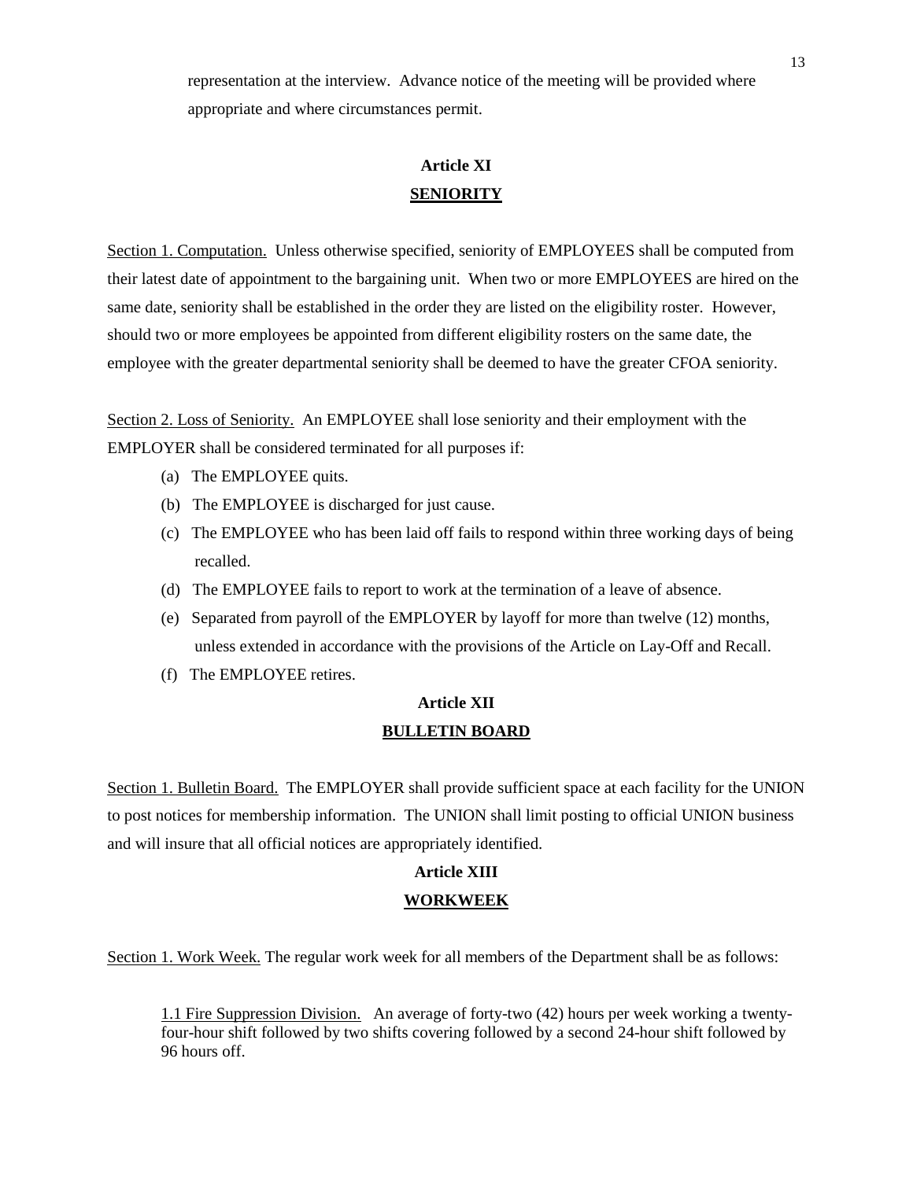representation at the interview. Advance notice of the meeting will be provided where appropriate and where circumstances permit.

## Article XI
## SENIORITY

Section 1. Computation. Unless otherwise specified, seniority of EMPLOYEES shall be computed from their latest date of appointment to the bargaining unit. When two or more EMPLOYEES are hired on the same date, seniority shall be established in the order they are listed on the eligibility roster. However, should two or more employees be appointed from different eligibility rosters on the same date, the employee with the greater departmental seniority shall be deemed to have the greater CFOA seniority.

Section 2. Loss of Seniority. An EMPLOYEE shall lose seniority and their employment with the EMPLOYER shall be considered terminated for all purposes if:

(a) The EMPLOYEE quits.

(b) The EMPLOYEE is discharged for just cause.

(c) The EMPLOYEE who has been laid off fails to respond within three working days of being recalled.

(d) The EMPLOYEE fails to report to work at the termination of a leave of absence.

(e) Separated from payroll of the EMPLOYER by layoff for more than twelve (12) months, unless extended in accordance with the provisions of the Article on Lay-Off and Recall.

(f) The EMPLOYEE retires.

## Article XII
## BULLETIN BOARD

Section 1. Bulletin Board. The EMPLOYER shall provide sufficient space at each facility for the UNION to post notices for membership information. The UNION shall limit posting to official UNION business and will insure that all official notices are appropriately identified.

## Article XIII
## WORKWEEK

Section 1. Work Week. The regular work week for all members of the Department shall be as follows:

1.1 Fire Suppression Division. An average of forty-two (42) hours per week working a twenty-four-hour shift followed by two shifts covering followed by a second 24-hour shift followed by 96 hours off.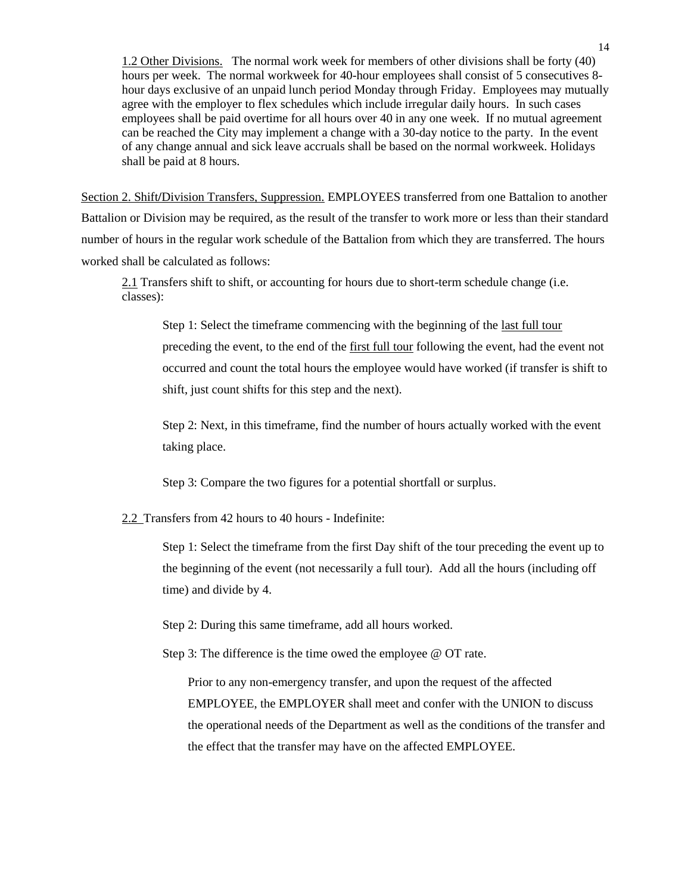<u>1.2 Other Divisions.</u> The normal work week for members of other divisions shall be forty (40) hours per week. The normal workweek for 40-hour employees shall consist of 5 consecutives 8-hour days exclusive of an unpaid lunch period Monday through Friday. Employees may mutually agree with the employer to flex schedules which include irregular daily hours. In such cases employees shall be paid overtime for all hours over 40 in any one week. If no mutual agreement can be reached the City may implement a change with a 30-day notice to the party. In the event of any change annual and sick leave accruals shall be based on the normal workweek. Holidays shall be paid at 8 hours.

<u>Section 2. Shift/Division Transfers, Suppression.</u> EMPLOYEES transferred from one Battalion to another Battalion or Division may be required, as the result of the transfer to work more or less than their standard number of hours in the regular work schedule of the Battalion from which they are transferred. The hours worked shall be calculated as follows:

<u>2.1</u> Transfers shift to shift, or accounting for hours due to short-term schedule change (i.e. classes):

Step 1: Select the timeframe commencing with the beginning of the <u>last full tour</u> preceding the event, to the end of the <u>first full tour</u> following the event, had the event not occurred and count the total hours the employee would have worked (if transfer is shift to shift, just count shifts for this step and the next).

Step 2: Next, in this timeframe, find the number of hours actually worked with the event taking place.

Step 3: Compare the two figures for a potential shortfall or surplus.

<u>2.2</u> Transfers from 42 hours to 40 hours - Indefinite:

Step 1: Select the timeframe from the first Day shift of the tour preceding the event up to the beginning of the event (not necessarily a full tour). Add all the hours (including off time) and divide by 4.

Step 2: During this same timeframe, add all hours worked.

Step 3: The difference is the time owed the employee @ OT rate.

Prior to any non-emergency transfer, and upon the request of the affected EMPLOYEE, the EMPLOYER shall meet and confer with the UNION to discuss the operational needs of the Department as well as the conditions of the transfer and the effect that the transfer may have on the affected EMPLOYEE.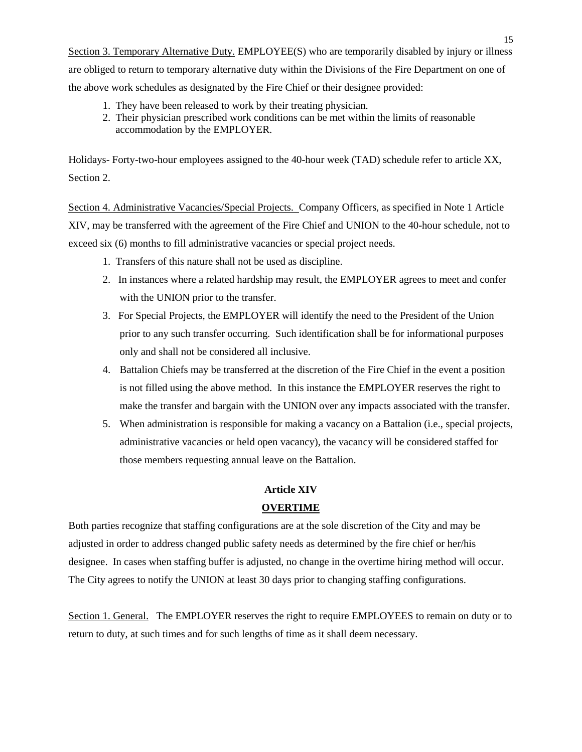<u>Section 3. Temporary Alternative Duty.</u> EMPLOYEE(S) who are temporarily disabled by injury or illness are obliged to return to temporary alternative duty within the Divisions of the Fire Department on one of the above work schedules as designated by the Fire Chief or their designee provided:

1. They have been released to work by their treating physician.
2. Their physician prescribed work conditions can be met within the limits of reasonable accommodation by the EMPLOYER.

Holidays- Forty-two-hour employees assigned to the 40-hour week (TAD) schedule refer to article XX, Section 2.

<u>Section 4. Administrative Vacancies/Special Projects.</u> Company Officers, as specified in Note 1 Article XIV, may be transferred with the agreement of the Fire Chief and UNION to the 40-hour schedule, not to exceed six (6) months to fill administrative vacancies or special project needs.

1. Transfers of this nature shall not be used as discipline.
2. In instances where a related hardship may result, the EMPLOYER agrees to meet and confer with the UNION prior to the transfer.
3. For Special Projects, the EMPLOYER will identify the need to the President of the Union prior to any such transfer occurring. Such identification shall be for informational purposes only and shall not be considered all inclusive.
4. Battalion Chiefs may be transferred at the discretion of the Fire Chief in the event a position is not filled using the above method. In this instance the EMPLOYER reserves the right to make the transfer and bargain with the UNION over any impacts associated with the transfer.
5. When administration is responsible for making a vacancy on a Battalion (i.e., special projects, administrative vacancies or held open vacancy), the vacancy will be considered staffed for those members requesting annual leave on the Battalion.

## Article XIV
## OVERTIME

Both parties recognize that staffing configurations are at the sole discretion of the City and may be adjusted in order to address changed public safety needs as determined by the fire chief or her/his designee. In cases when staffing buffer is adjusted, no change in the overtime hiring method will occur. The City agrees to notify the UNION at least 30 days prior to changing staffing configurations.

<u>Section 1. General.</u> The EMPLOYER reserves the right to require EMPLOYEES to remain on duty or to return to duty, at such times and for such lengths of time as it shall deem necessary.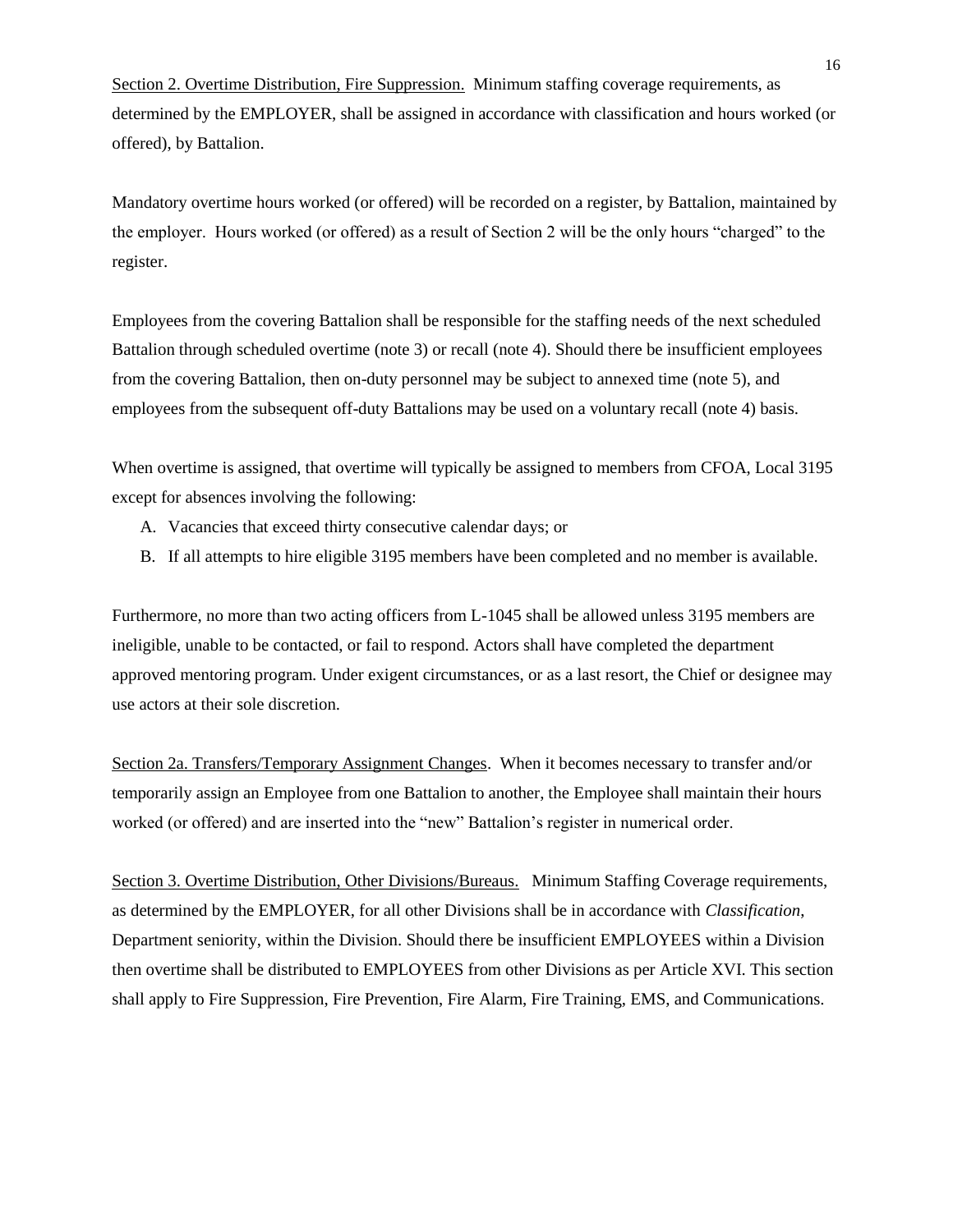<u>Section 2. Overtime Distribution, Fire Suppression.</u> Minimum staffing coverage requirements, as determined by the EMPLOYER, shall be assigned in accordance with classification and hours worked (or offered), by Battalion.

Mandatory overtime hours worked (or offered) will be recorded on a register, by Battalion, maintained by the employer. Hours worked (or offered) as a result of Section 2 will be the only hours "charged" to the register.

Employees from the covering Battalion shall be responsible for the staffing needs of the next scheduled Battalion through scheduled overtime (note 3) or recall (note 4). Should there be insufficient employees from the covering Battalion, then on-duty personnel may be subject to annexed time (note 5), and employees from the subsequent off-duty Battalions may be used on a voluntary recall (note 4) basis.

When overtime is assigned, that overtime will typically be assigned to members from CFOA, Local 3195 except for absences involving the following:

A. Vacancies that exceed thirty consecutive calendar days; or
B. If all attempts to hire eligible 3195 members have been completed and no member is available.

Furthermore, no more than two acting officers from L-1045 shall be allowed unless 3195 members are ineligible, unable to be contacted, or fail to respond. Actors shall have completed the department approved mentoring program. Under exigent circumstances, or as a last resort, the Chief or designee may use actors at their sole discretion.

<u>Section 2a. Transfers/Temporary Assignment Changes</u>. When it becomes necessary to transfer and/or temporarily assign an Employee from one Battalion to another, the Employee shall maintain their hours worked (or offered) and are inserted into the "new" Battalion's register in numerical order.

<u>Section 3. Overtime Distribution, Other Divisions/Bureaus.</u> Minimum Staffing Coverage requirements, as determined by the EMPLOYER, for all other Divisions shall be in accordance with *Classification*, Department seniority, within the Division. Should there be insufficient EMPLOYEES within a Division then overtime shall be distributed to EMPLOYEES from other Divisions as per Article XVI. This section shall apply to Fire Suppression, Fire Prevention, Fire Alarm, Fire Training, EMS, and Communications.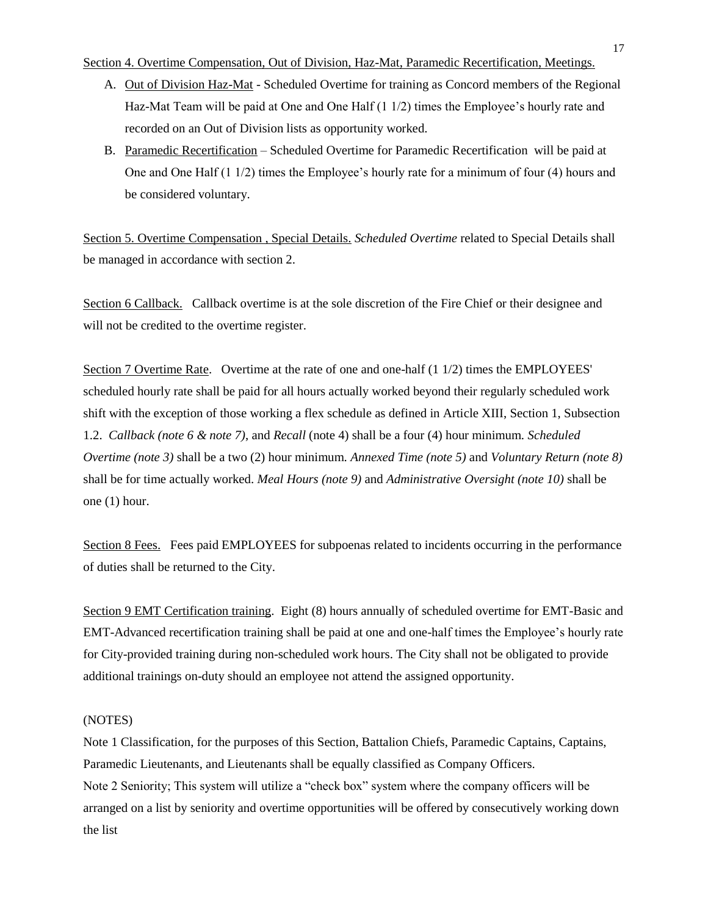<u>Section 4. Overtime Compensation, Out of Division, Haz-Mat, Paramedic Recertification, Meetings.</u>

A. <u>Out of Division Haz-Mat</u> - Scheduled Overtime for training as Concord members of the Regional Haz-Mat Team will be paid at One and One Half (1 1/2) times the Employee's hourly rate and recorded on an Out of Division lists as opportunity worked.
B. <u>Paramedic Recertification</u> – Scheduled Overtime for Paramedic Recertification will be paid at One and One Half (1 1/2) times the Employee's hourly rate for a minimum of four (4) hours and be considered voluntary.

<u>Section 5. Overtime Compensation , Special Details.</u> *Scheduled Overtime* related to Special Details shall be managed in accordance with section 2.

<u>Section 6 Callback.</u> Callback overtime is at the sole discretion of the Fire Chief or their designee and will not be credited to the overtime register.

<u>Section 7 Overtime Rate</u>. Overtime at the rate of one and one-half (1 1/2) times the EMPLOYEES' scheduled hourly rate shall be paid for all hours actually worked beyond their regularly scheduled work shift with the exception of those working a flex schedule as defined in Article XIII, Section 1, Subsection 1.2. *Callback (note 6 & note 7)*, and *Recall* (note 4) shall be a four (4) hour minimum. *Scheduled Overtime (note 3)* shall be a two (2) hour minimum. *Annexed Time (note 5)* and *Voluntary Return (note 8)* shall be for time actually worked. *Meal Hours (note 9)* and *Administrative Oversight (note 10)* shall be one (1) hour.

<u>Section 8 Fees.</u> Fees paid EMPLOYEES for subpoenas related to incidents occurring in the performance of duties shall be returned to the City.

<u>Section 9 EMT Certification training</u>. Eight (8) hours annually of scheduled overtime for EMT-Basic and EMT-Advanced recertification training shall be paid at one and one-half times the Employee's hourly rate for City-provided training during non-scheduled work hours. The City shall not be obligated to provide additional trainings on-duty should an employee not attend the assigned opportunity.

(NOTES)

Note 1 Classification, for the purposes of this Section, Battalion Chiefs, Paramedic Captains, Captains, Paramedic Lieutenants, and Lieutenants shall be equally classified as Company Officers.

Note 2 Seniority; This system will utilize a "check box" system where the company officers will be arranged on a list by seniority and overtime opportunities will be offered by consecutively working down the list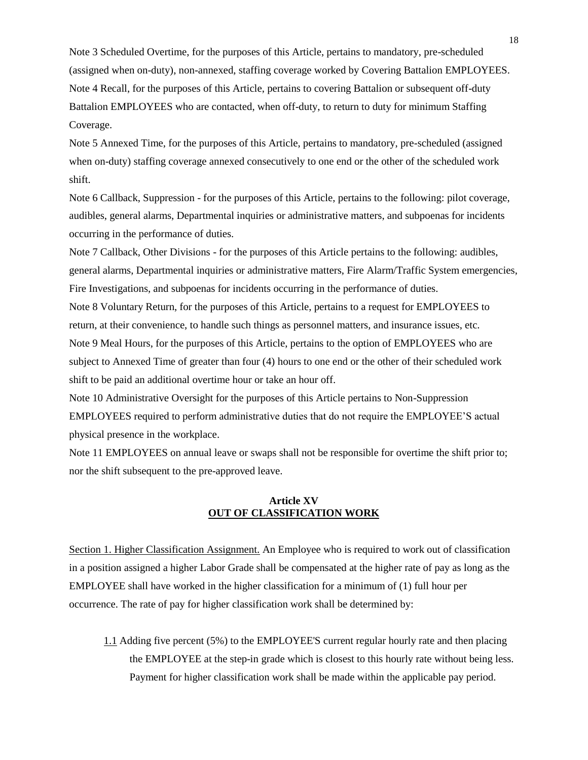Note 3 Scheduled Overtime, for the purposes of this Article, pertains to mandatory, pre-scheduled (assigned when on-duty), non-annexed, staffing coverage worked by Covering Battalion EMPLOYEES.

Note 4 Recall, for the purposes of this Article, pertains to covering Battalion or subsequent off-duty Battalion EMPLOYEES who are contacted, when off-duty, to return to duty for minimum Staffing Coverage.

Note 5 Annexed Time, for the purposes of this Article, pertains to mandatory, pre-scheduled (assigned when on-duty) staffing coverage annexed consecutively to one end or the other of the scheduled work shift.

Note 6 Callback, Suppression - for the purposes of this Article, pertains to the following: pilot coverage, audibles, general alarms, Departmental inquiries or administrative matters, and subpoenas for incidents occurring in the performance of duties.

Note 7 Callback, Other Divisions - for the purposes of this Article pertains to the following: audibles, general alarms, Departmental inquiries or administrative matters, Fire Alarm/Traffic System emergencies, Fire Investigations, and subpoenas for incidents occurring in the performance of duties.

Note 8 Voluntary Return, for the purposes of this Article, pertains to a request for EMPLOYEES to return, at their convenience, to handle such things as personnel matters, and insurance issues, etc.

Note 9 Meal Hours, for the purposes of this Article, pertains to the option of EMPLOYEES who are subject to Annexed Time of greater than four (4) hours to one end or the other of their scheduled work shift to be paid an additional overtime hour or take an hour off.

Note 10 Administrative Oversight for the purposes of this Article pertains to Non-Suppression EMPLOYEES required to perform administrative duties that do not require the EMPLOYEE'S actual physical presence in the workplace.

Note 11 EMPLOYEES on annual leave or swaps shall not be responsible for overtime the shift prior to; nor the shift subsequent to the pre-approved leave.

## Article XV
## OUT OF CLASSIFICATION WORK

Section 1. Higher Classification Assignment. An Employee who is required to work out of classification in a position assigned a higher Labor Grade shall be compensated at the higher rate of pay as long as the EMPLOYEE shall have worked in the higher classification for a minimum of (1) full hour per occurrence. The rate of pay for higher classification work shall be determined by:

1.1 Adding five percent (5%) to the EMPLOYEE'S current regular hourly rate and then placing the EMPLOYEE at the step-in grade which is closest to this hourly rate without being less. Payment for higher classification work shall be made within the applicable pay period.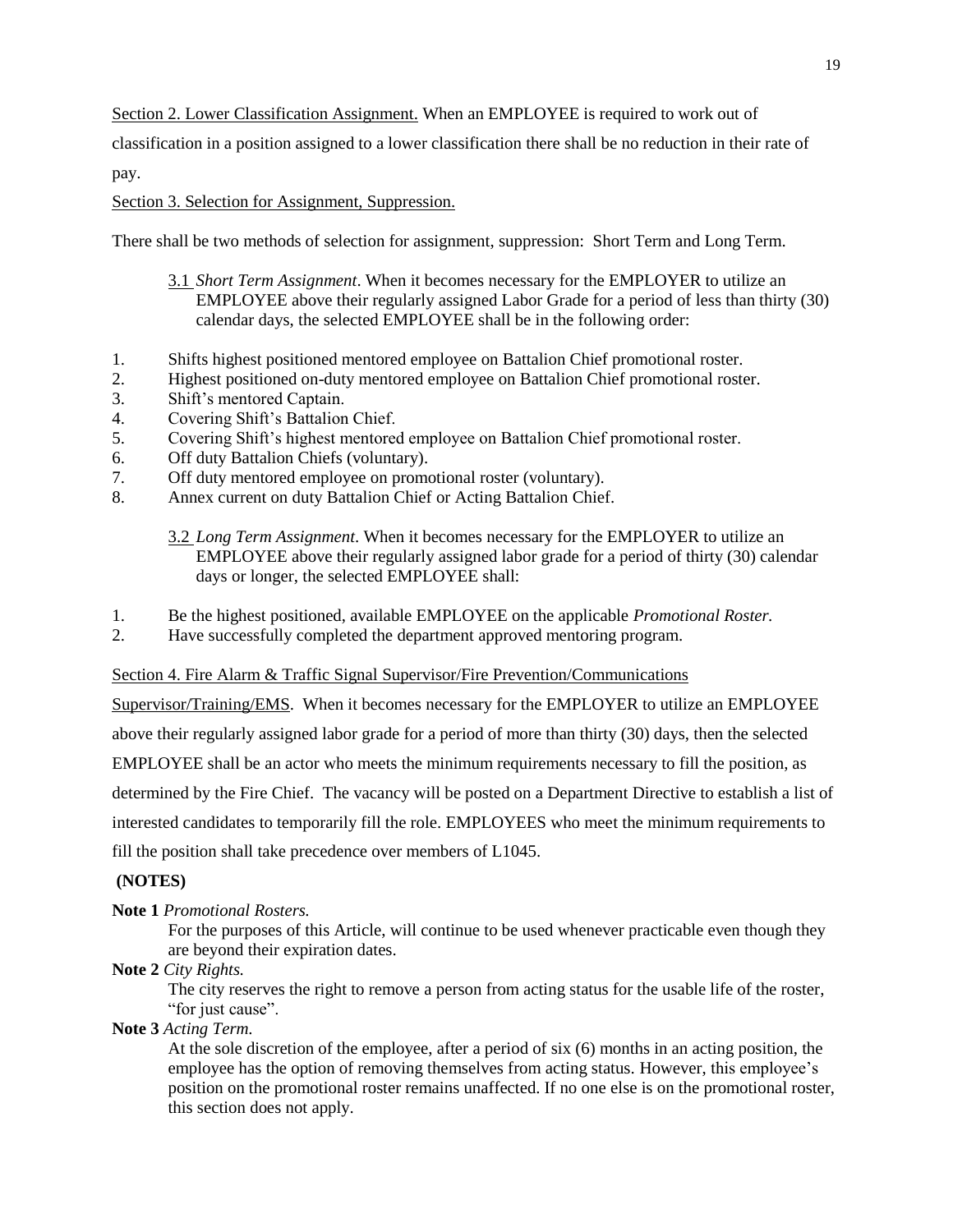Section 2. Lower Classification Assignment. When an EMPLOYEE is required to work out of classification in a position assigned to a lower classification there shall be no reduction in their rate of pay.

Section 3. Selection for Assignment, Suppression.

There shall be two methods of selection for assignment, suppression: Short Term and Long Term.

3.1 *Short Term Assignment*. When it becomes necessary for the EMPLOYER to utilize an EMPLOYEE above their regularly assigned Labor Grade for a period of less than thirty (30) calendar days, the selected EMPLOYEE shall be in the following order:

1. Shifts highest positioned mentored employee on Battalion Chief promotional roster.
2. Highest positioned on-duty mentored employee on Battalion Chief promotional roster.
3. Shift's mentored Captain.
4. Covering Shift's Battalion Chief.
5. Covering Shift's highest mentored employee on Battalion Chief promotional roster.
6. Off duty Battalion Chiefs (voluntary).
7. Off duty mentored employee on promotional roster (voluntary).
8. Annex current on duty Battalion Chief or Acting Battalion Chief.

3.2 *Long Term Assignment*. When it becomes necessary for the EMPLOYER to utilize an EMPLOYEE above their regularly assigned labor grade for a period of thirty (30) calendar days or longer, the selected EMPLOYEE shall:

1. Be the highest positioned, available EMPLOYEE on the applicable *Promotional Roster.*
2. Have successfully completed the department approved mentoring program.

Section 4. Fire Alarm & Traffic Signal Supervisor/Fire Prevention/Communications Supervisor/Training/EMS. When it becomes necessary for the EMPLOYER to utilize an EMPLOYEE above their regularly assigned labor grade for a period of more than thirty (30) days, then the selected EMPLOYEE shall be an actor who meets the minimum requirements necessary to fill the position, as determined by the Fire Chief. The vacancy will be posted on a Department Directive to establish a list of interested candidates to temporarily fill the role. EMPLOYEES who meet the minimum requirements to fill the position shall take precedence over members of L1045.

**(NOTES)**

**Note 1** *Promotional Rosters.*

For the purposes of this Article, will continue to be used whenever practicable even though they are beyond their expiration dates.

**Note 2** *City Rights.*

The city reserves the right to remove a person from acting status for the usable life of the roster, "for just cause".

**Note 3** *Acting Term.*

At the sole discretion of the employee, after a period of six (6) months in an acting position, the employee has the option of removing themselves from acting status. However, this employee's position on the promotional roster remains unaffected. If no one else is on the promotional roster, this section does not apply.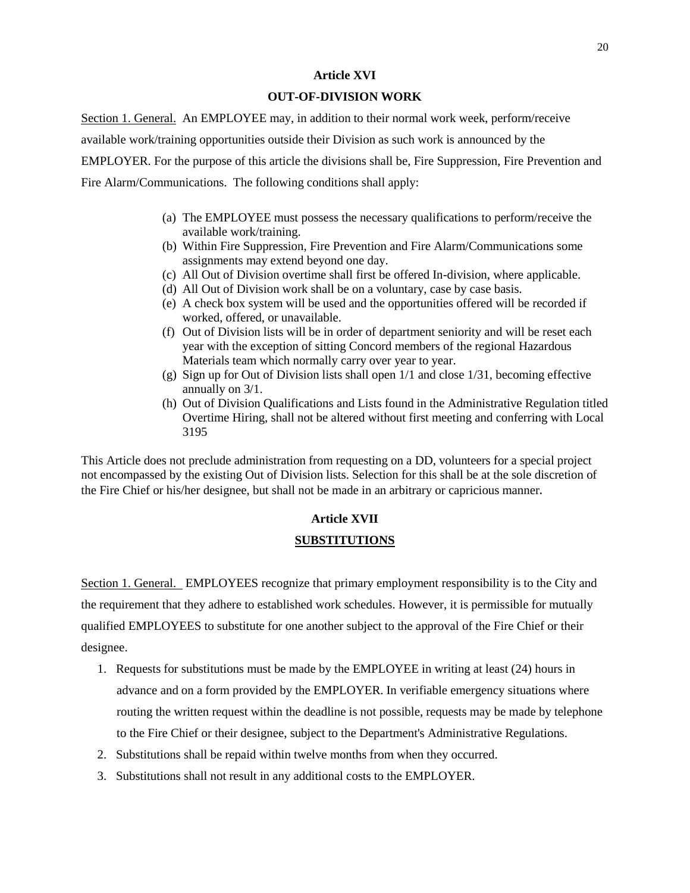## Article XVI

## OUT-OF-DIVISION WORK

Section 1. General. An EMPLOYEE may, in addition to their normal work week, perform/receive available work/training opportunities outside their Division as such work is announced by the EMPLOYER. For the purpose of this article the divisions shall be, Fire Suppression, Fire Prevention and Fire Alarm/Communications. The following conditions shall apply:

(a) The EMPLOYEE must possess the necessary qualifications to perform/receive the available work/training.
(b) Within Fire Suppression, Fire Prevention and Fire Alarm/Communications some assignments may extend beyond one day.
(c) All Out of Division overtime shall first be offered In-division, where applicable.
(d) All Out of Division work shall be on a voluntary, case by case basis.
(e) A check box system will be used and the opportunities offered will be recorded if worked, offered, or unavailable.
(f) Out of Division lists will be in order of department seniority and will be reset each year with the exception of sitting Concord members of the regional Hazardous Materials team which normally carry over year to year.
(g) Sign up for Out of Division lists shall open 1/1 and close 1/31, becoming effective annually on 3/1.
(h) Out of Division Qualifications and Lists found in the Administrative Regulation titled Overtime Hiring, shall not be altered without first meeting and conferring with Local 3195

This Article does not preclude administration from requesting on a DD, volunteers for a special project not encompassed by the existing Out of Division lists. Selection for this shall be at the sole discretion of the Fire Chief or his/her designee, but shall not be made in an arbitrary or capricious manner.

## Article XVII

## SUBSTITUTIONS

Section 1. General. EMPLOYEES recognize that primary employment responsibility is to the City and the requirement that they adhere to established work schedules. However, it is permissible for mutually qualified EMPLOYEES to substitute for one another subject to the approval of the Fire Chief or their designee.

1. Requests for substitutions must be made by the EMPLOYEE in writing at least (24) hours in advance and on a form provided by the EMPLOYER. In verifiable emergency situations where routing the written request within the deadline is not possible, requests may be made by telephone to the Fire Chief or their designee, subject to the Department's Administrative Regulations.
2. Substitutions shall be repaid within twelve months from when they occurred.
3. Substitutions shall not result in any additional costs to the EMPLOYER.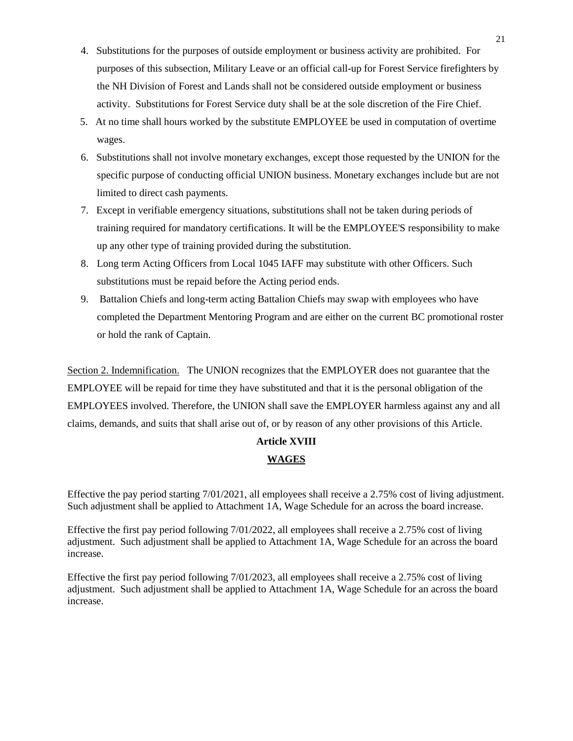4. Substitutions for the purposes of outside employment or business activity are prohibited. For purposes of this subsection, Military Leave or an official call-up for Forest Service firefighters by the NH Division of Forest and Lands shall not be considered outside employment or business activity. Substitutions for Forest Service duty shall be at the sole discretion of the Fire Chief.
5. At no time shall hours worked by the substitute EMPLOYEE be used in computation of overtime wages.
6. Substitutions shall not involve monetary exchanges, except those requested by the UNION for the specific purpose of conducting official UNION business. Monetary exchanges include but are not limited to direct cash payments.
7. Except in verifiable emergency situations, substitutions shall not be taken during periods of training required for mandatory certifications. It will be the EMPLOYEE'S responsibility to make up any other type of training provided during the substitution.
8. Long term Acting Officers from Local 1045 IAFF may substitute with other Officers. Such substitutions must be repaid before the Acting period ends.
9. Battalion Chiefs and long-term acting Battalion Chiefs may swap with employees who have completed the Department Mentoring Program and are either on the current BC promotional roster or hold the rank of Captain.

Section 2. Indemnification. The UNION recognizes that the EMPLOYER does not guarantee that the EMPLOYEE will be repaid for time they have substituted and that it is the personal obligation of the EMPLOYEES involved. Therefore, the UNION shall save the EMPLOYER harmless against any and all claims, demands, and suits that shall arise out of, or by reason of any other provisions of this Article.

## Article XVIII

## WAGES

Effective the pay period starting 7/01/2021, all employees shall receive a 2.75% cost of living adjustment. Such adjustment shall be applied to Attachment 1A, Wage Schedule for an across the board increase.

Effective the first pay period following 7/01/2022, all employees shall receive a 2.75% cost of living adjustment. Such adjustment shall be applied to Attachment 1A, Wage Schedule for an across the board increase.

Effective the first pay period following 7/01/2023, all employees shall receive a 2.75% cost of living adjustment. Such adjustment shall be applied to Attachment 1A, Wage Schedule for an across the board increase.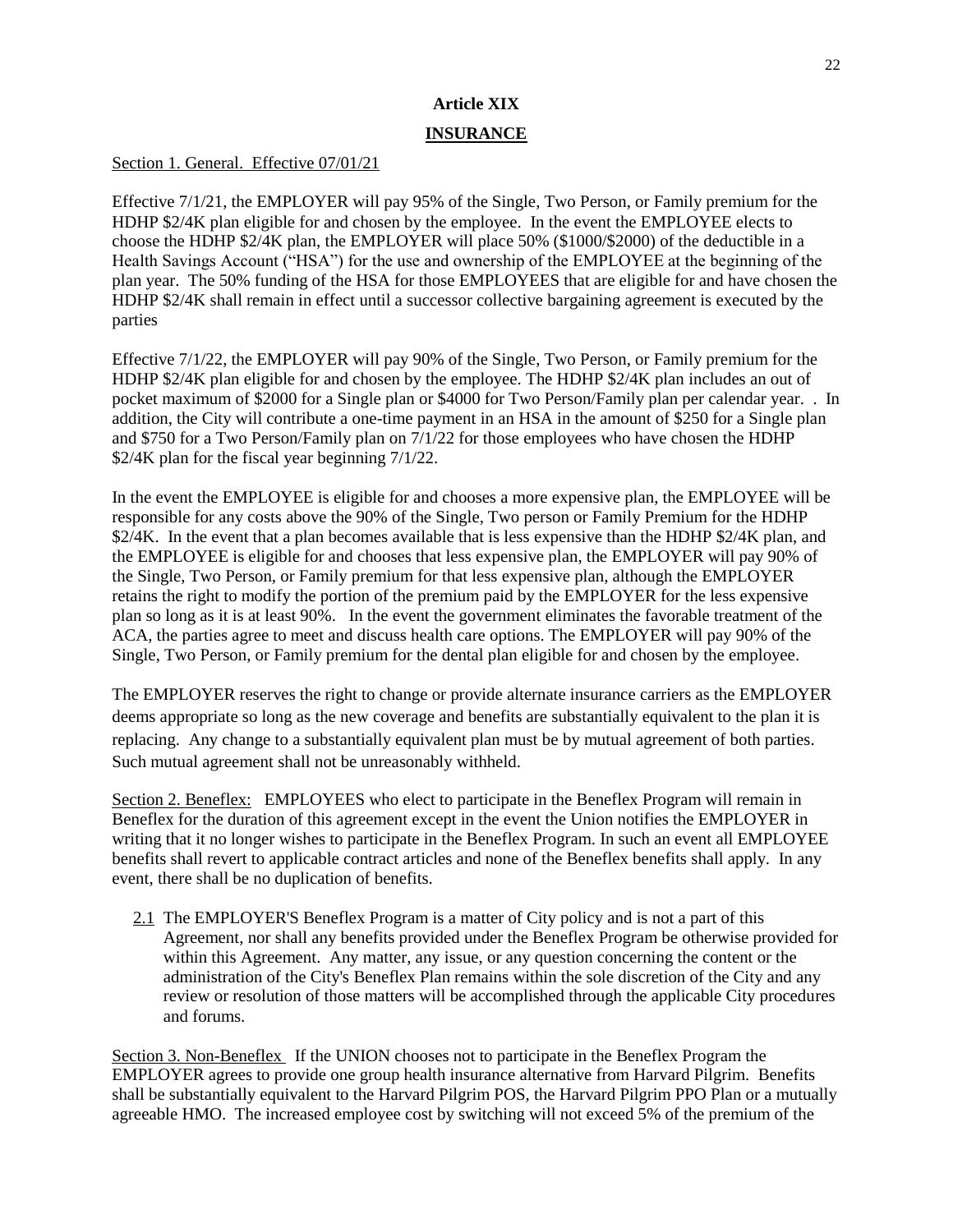## Article XIX

## INSURANCE

Section 1. General. Effective 07/01/21

Effective 7/1/21, the EMPLOYER will pay 95% of the Single, Two Person, or Family premium for the HDHP $2/4K plan eligible for and chosen by the employee. In the event the EMPLOYEE elects to choose the HDHP $2/4K plan, the EMPLOYER will place 50% ($1000/$2000) of the deductible in a Health Savings Account ("HSA") for the use and ownership of the EMPLOYEE at the beginning of the plan year. The 50% funding of the HSA for those EMPLOYEES that are eligible for and have chosen the HDHP $2/4K shall remain in effect until a successor collective bargaining agreement is executed by the parties

Effective 7/1/22, the EMPLOYER will pay 90% of the Single, Two Person, or Family premium for the HDHP $2/4K plan eligible for and chosen by the employee. The HDHP $2/4K plan includes an out of pocket maximum of $2000 for a Single plan or $4000 for Two Person/Family plan per calendar year. . In addition, the City will contribute a one-time payment in an HSA in the amount of $250 for a Single plan and $750 for a Two Person/Family plan on 7/1/22 for those employees who have chosen the HDHP $2/4K plan for the fiscal year beginning 7/1/22.

In the event the EMPLOYEE is eligible for and chooses a more expensive plan, the EMPLOYEE will be responsible for any costs above the 90% of the Single, Two person or Family Premium for the HDHP $2/4K. In the event that a plan becomes available that is less expensive than the HDHP $2/4K plan, and the EMPLOYEE is eligible for and chooses that less expensive plan, the EMPLOYER will pay 90% of the Single, Two Person, or Family premium for that less expensive plan, although the EMPLOYER retains the right to modify the portion of the premium paid by the EMPLOYER for the less expensive plan so long as it is at least 90%. In the event the government eliminates the favorable treatment of the ACA, the parties agree to meet and discuss health care options. The EMPLOYER will pay 90% of the Single, Two Person, or Family premium for the dental plan eligible for and chosen by the employee.

The EMPLOYER reserves the right to change or provide alternate insurance carriers as the EMPLOYER deems appropriate so long as the new coverage and benefits are substantially equivalent to the plan it is replacing. Any change to a substantially equivalent plan must be by mutual agreement of both parties. Such mutual agreement shall not be unreasonably withheld.

Section 2. Beneflex: EMPLOYEES who elect to participate in the Beneflex Program will remain in Beneflex for the duration of this agreement except in the event the Union notifies the EMPLOYER in writing that it no longer wishes to participate in the Beneflex Program. In such an event all EMPLOYEE benefits shall revert to applicable contract articles and none of the Beneflex benefits shall apply. In any event, there shall be no duplication of benefits.

2.1 The EMPLOYER'S Beneflex Program is a matter of City policy and is not a part of this Agreement, nor shall any benefits provided under the Beneflex Program be otherwise provided for within this Agreement. Any matter, any issue, or any question concerning the content or the administration of the City's Beneflex Plan remains within the sole discretion of the City and any review or resolution of those matters will be accomplished through the applicable City procedures and forums.

Section 3. Non-Beneflex If the UNION chooses not to participate in the Beneflex Program the EMPLOYER agrees to provide one group health insurance alternative from Harvard Pilgrim. Benefits shall be substantially equivalent to the Harvard Pilgrim POS, the Harvard Pilgrim PPO Plan or a mutually agreeable HMO. The increased employee cost by switching will not exceed 5% of the premium of the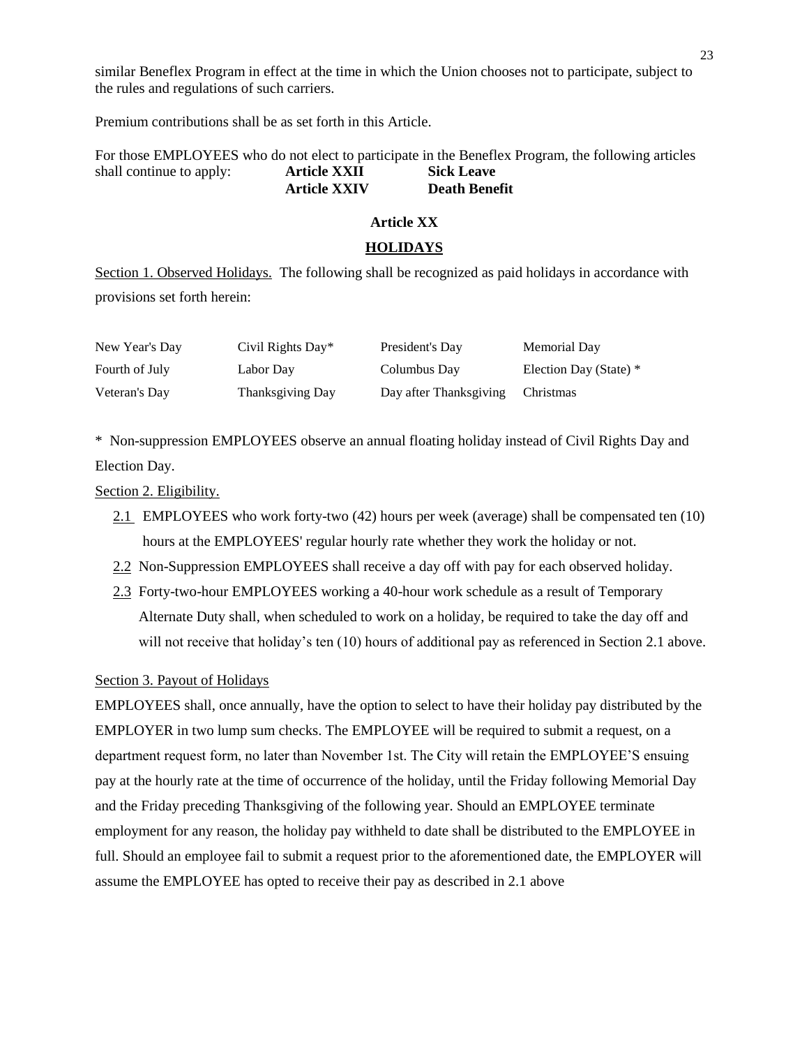similar Beneflex Program in effect at the time in which the Union chooses not to participate, subject to the rules and regulations of such carriers.

Premium contributions shall be as set forth in this Article.

For those EMPLOYEES who do not elect to participate in the Beneflex Program, the following articles shall continue to apply: **Article XXII** **Sick Leave**
**Article XXIV** **Death Benefit**

## Article XX

## HOLIDAYS

Section 1. Observed Holidays. The following shall be recognized as paid holidays in accordance with provisions set forth herein:

| | | | |
|---|---|---|---|
| New Year's Day | Civil Rights Day* | President's Day | Memorial Day |
| Fourth of July | Labor Day | Columbus Day | Election Day (State) * |
| Veteran's Day | Thanksgiving Day | Day after Thanksgiving | Christmas |

* Non-suppression EMPLOYEES observe an annual floating holiday instead of Civil Rights Day and Election Day.

Section 2. Eligibility.

2.1 EMPLOYEES who work forty-two (42) hours per week (average) shall be compensated ten (10) hours at the EMPLOYEES' regular hourly rate whether they work the holiday or not.

2.2 Non-Suppression EMPLOYEES shall receive a day off with pay for each observed holiday.

2.3 Forty-two-hour EMPLOYEES working a 40-hour work schedule as a result of Temporary Alternate Duty shall, when scheduled to work on a holiday, be required to take the day off and will not receive that holiday's ten (10) hours of additional pay as referenced in Section 2.1 above.

Section 3. Payout of Holidays

EMPLOYEES shall, once annually, have the option to select to have their holiday pay distributed by the EMPLOYER in two lump sum checks. The EMPLOYEE will be required to submit a request, on a department request form, no later than November 1st. The City will retain the EMPLOYEE'S ensuing pay at the hourly rate at the time of occurrence of the holiday, until the Friday following Memorial Day and the Friday preceding Thanksgiving of the following year. Should an EMPLOYEE terminate employment for any reason, the holiday pay withheld to date shall be distributed to the EMPLOYEE in full. Should an employee fail to submit a request prior to the aforementioned date, the EMPLOYER will assume the EMPLOYEE has opted to receive their pay as described in 2.1 above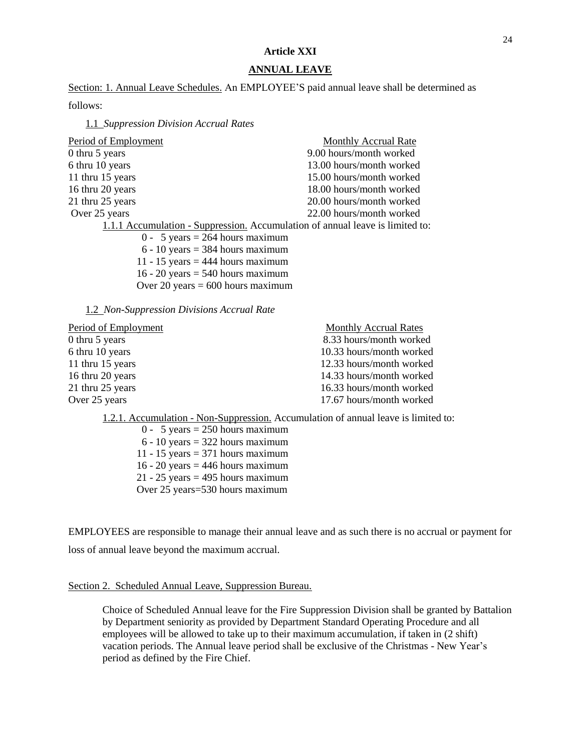# Article XXI

## ANNUAL LEAVE

Section: 1. Annual Leave Schedules. An EMPLOYEE'S paid annual leave shall be determined as follows:

1.1 *Suppression Division Accrual Rates*

| Period of Employment | Monthly Accrual Rate |
|---|---|
| 0 thru 5 years | 9.00 hours/month worked |
| 6 thru 10 years | 13.00 hours/month worked |
| 11 thru 15 years | 15.00 hours/month worked |
| 16 thru 20 years | 18.00 hours/month worked |
| 21 thru 25 years | 20.00 hours/month worked |
| Over 25 years | 22.00 hours/month worked |

1.1.1 Accumulation - Suppression. Accumulation of annual leave is limited to:

- 0 - 5 years = 264 hours maximum
- 6 - 10 years = 384 hours maximum
- 11 - 15 years = 444 hours maximum
- 16 - 20 years = 540 hours maximum
- Over 20 years = 600 hours maximum

1.2 *Non-Suppression Divisions Accrual Rate*

| Period of Employment | Monthly Accrual Rates |
|---|---|
| 0 thru 5 years | 8.33 hours/month worked |
| 6 thru 10 years | 10.33 hours/month worked |
| 11 thru 15 years | 12.33 hours/month worked |
| 16 thru 20 years | 14.33 hours/month worked |
| 21 thru 25 years | 16.33 hours/month worked |
| Over 25 years | 17.67 hours/month worked |

1.2.1. Accumulation - Non-Suppression. Accumulation of annual leave is limited to:

- 0 - 5 years = 250 hours maximum
- 6 - 10 years = 322 hours maximum
- 11 - 15 years = 371 hours maximum
- 16 - 20 years = 446 hours maximum
- 21 - 25 years = 495 hours maximum
- Over 25 years=530 hours maximum

EMPLOYEES are responsible to manage their annual leave and as such there is no accrual or payment for loss of annual leave beyond the maximum accrual.

Section 2. Scheduled Annual Leave, Suppression Bureau.

Choice of Scheduled Annual leave for the Fire Suppression Division shall be granted by Battalion by Department seniority as provided by Department Standard Operating Procedure and all employees will be allowed to take up to their maximum accumulation, if taken in (2 shift) vacation periods. The Annual leave period shall be exclusive of the Christmas - New Year's period as defined by the Fire Chief.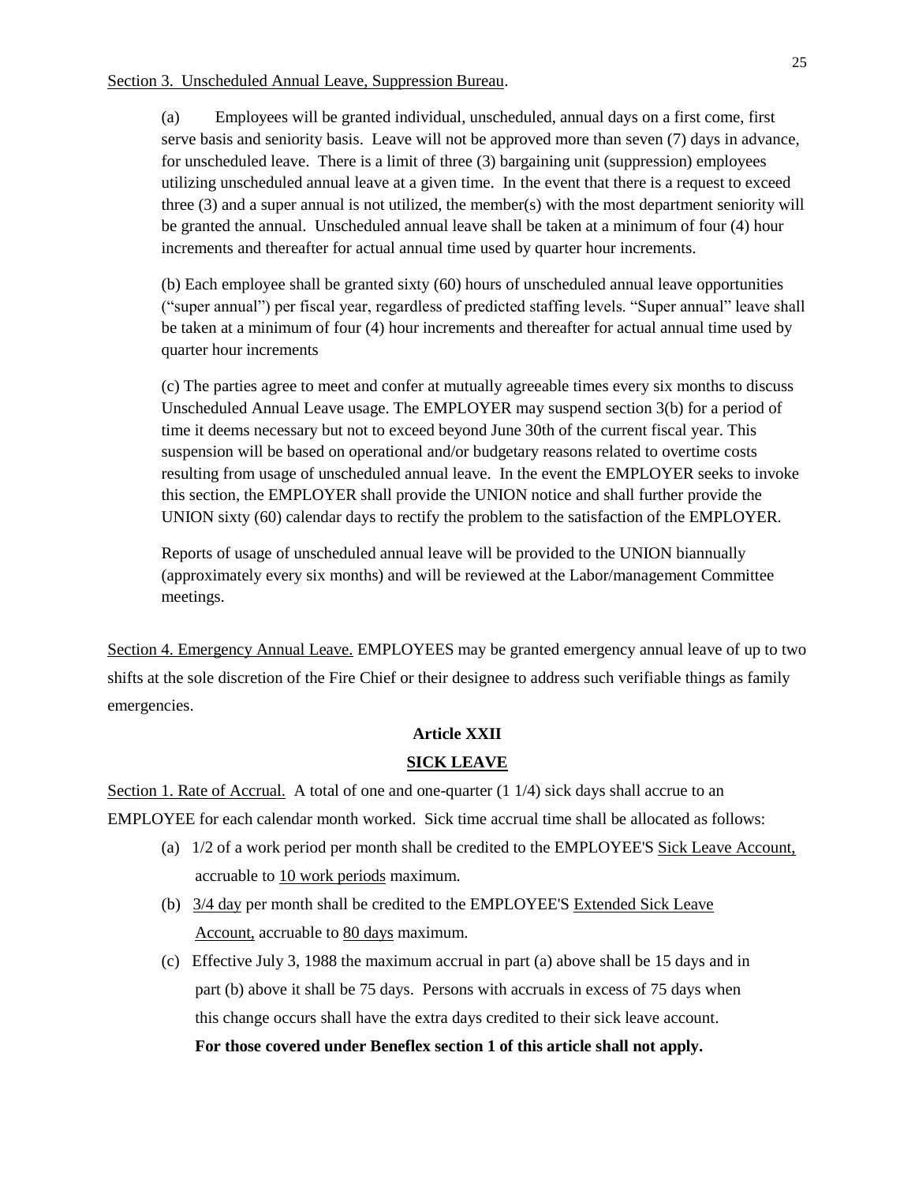Section 3. Unscheduled Annual Leave, Suppression Bureau.

(a) Employees will be granted individual, unscheduled, annual days on a first come, first serve basis and seniority basis. Leave will not be approved more than seven (7) days in advance, for unscheduled leave. There is a limit of three (3) bargaining unit (suppression) employees utilizing unscheduled annual leave at a given time. In the event that there is a request to exceed three (3) and a super annual is not utilized, the member(s) with the most department seniority will be granted the annual. Unscheduled annual leave shall be taken at a minimum of four (4) hour increments and thereafter for actual annual time used by quarter hour increments.

(b) Each employee shall be granted sixty (60) hours of unscheduled annual leave opportunities ("super annual") per fiscal year, regardless of predicted staffing levels. "Super annual" leave shall be taken at a minimum of four (4) hour increments and thereafter for actual annual time used by quarter hour increments

(c) The parties agree to meet and confer at mutually agreeable times every six months to discuss Unscheduled Annual Leave usage. The EMPLOYER may suspend section 3(b) for a period of time it deems necessary but not to exceed beyond June 30th of the current fiscal year. This suspension will be based on operational and/or budgetary reasons related to overtime costs resulting from usage of unscheduled annual leave. In the event the EMPLOYER seeks to invoke this section, the EMPLOYER shall provide the UNION notice and shall further provide the UNION sixty (60) calendar days to rectify the problem to the satisfaction of the EMPLOYER.

Reports of usage of unscheduled annual leave will be provided to the UNION biannually (approximately every six months) and will be reviewed at the Labor/management Committee meetings.

Section 4. Emergency Annual Leave. EMPLOYEES may be granted emergency annual leave of up to two shifts at the sole discretion of the Fire Chief or their designee to address such verifiable things as family emergencies.

## Article XXII

## SICK LEAVE

Section 1. Rate of Accrual. A total of one and one-quarter (1 1/4) sick days shall accrue to an EMPLOYEE for each calendar month worked. Sick time accrual time shall be allocated as follows:

(a) 1/2 of a work period per month shall be credited to the EMPLOYEE'S Sick Leave Account, accruable to 10 work periods maximum.

(b) 3/4 day per month shall be credited to the EMPLOYEE'S Extended Sick Leave Account, accruable to 80 days maximum.

(c) Effective July 3, 1988 the maximum accrual in part (a) above shall be 15 days and in part (b) above it shall be 75 days. Persons with accruals in excess of 75 days when this change occurs shall have the extra days credited to their sick leave account.

**For those covered under Beneflex section 1 of this article shall not apply.**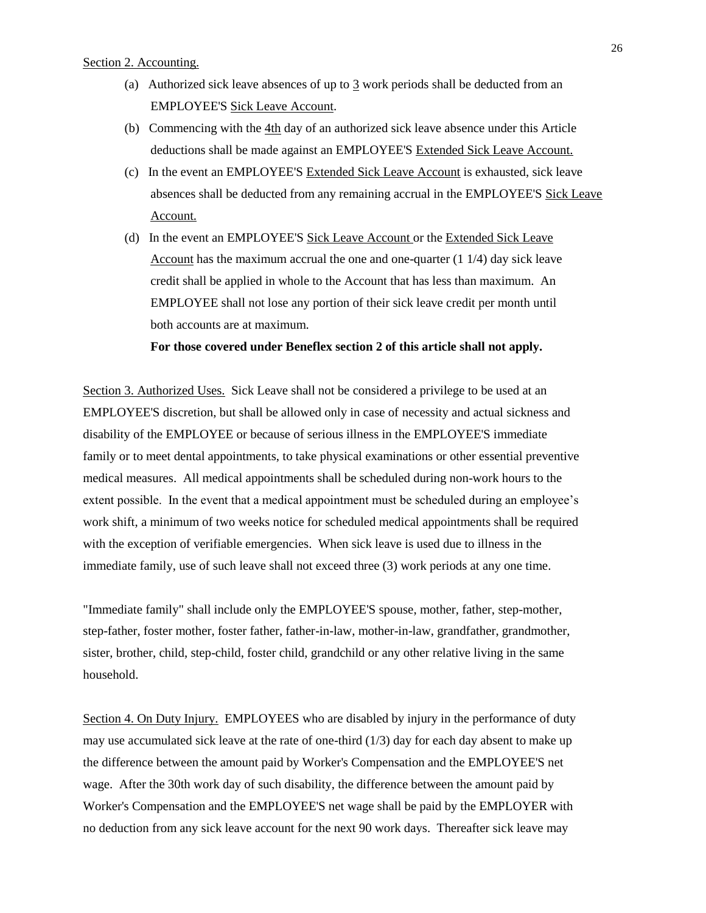Section 2. Accounting.

(a) Authorized sick leave absences of up to 3 work periods shall be deducted from an EMPLOYEE'S Sick Leave Account.

(b) Commencing with the 4th day of an authorized sick leave absence under this Article deductions shall be made against an EMPLOYEE'S Extended Sick Leave Account.

(c) In the event an EMPLOYEE'S Extended Sick Leave Account is exhausted, sick leave absences shall be deducted from any remaining accrual in the EMPLOYEE'S Sick Leave Account.

(d) In the event an EMPLOYEE'S Sick Leave Account or the Extended Sick Leave Account has the maximum accrual the one and one-quarter (1 1/4) day sick leave credit shall be applied in whole to the Account that has less than maximum. An EMPLOYEE shall not lose any portion of their sick leave credit per month until both accounts are at maximum.

**For those covered under Beneflex section 2 of this article shall not apply.**

Section 3. Authorized Uses. Sick Leave shall not be considered a privilege to be used at an EMPLOYEE'S discretion, but shall be allowed only in case of necessity and actual sickness and disability of the EMPLOYEE or because of serious illness in the EMPLOYEE'S immediate family or to meet dental appointments, to take physical examinations or other essential preventive medical measures. All medical appointments shall be scheduled during non-work hours to the extent possible. In the event that a medical appointment must be scheduled during an employee's work shift, a minimum of two weeks notice for scheduled medical appointments shall be required with the exception of verifiable emergencies. When sick leave is used due to illness in the immediate family, use of such leave shall not exceed three (3) work periods at any one time.

"Immediate family" shall include only the EMPLOYEE'S spouse, mother, father, step-mother, step-father, foster mother, foster father, father-in-law, mother-in-law, grandfather, grandmother, sister, brother, child, step-child, foster child, grandchild or any other relative living in the same household.

Section 4. On Duty Injury. EMPLOYEES who are disabled by injury in the performance of duty may use accumulated sick leave at the rate of one-third (1/3) day for each day absent to make up the difference between the amount paid by Worker's Compensation and the EMPLOYEE'S net wage. After the 30th work day of such disability, the difference between the amount paid by Worker's Compensation and the EMPLOYEE'S net wage shall be paid by the EMPLOYER with no deduction from any sick leave account for the next 90 work days. Thereafter sick leave may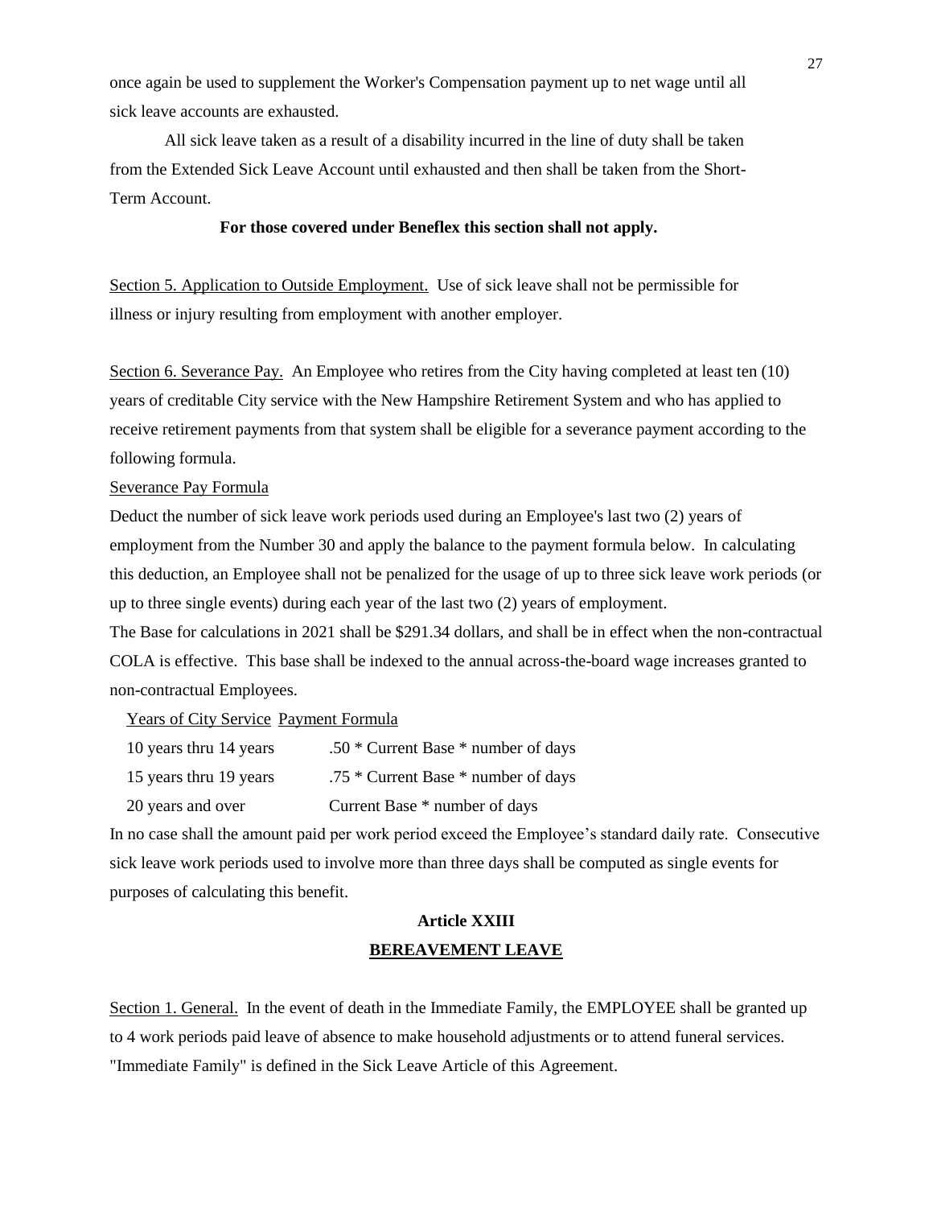once again be used to supplement the Worker's Compensation payment up to net wage until all sick leave accounts are exhausted.

All sick leave taken as a result of a disability incurred in the line of duty shall be taken from the Extended Sick Leave Account until exhausted and then shall be taken from the Short-Term Account.

**For those covered under Beneflex this section shall not apply.**

Section 5. Application to Outside Employment. Use of sick leave shall not be permissible for illness or injury resulting from employment with another employer.

Section 6. Severance Pay. An Employee who retires from the City having completed at least ten (10) years of creditable City service with the New Hampshire Retirement System and who has applied to receive retirement payments from that system shall be eligible for a severance payment according to the following formula.

Severance Pay Formula

Deduct the number of sick leave work periods used during an Employee's last two (2) years of employment from the Number 30 and apply the balance to the payment formula below. In calculating this deduction, an Employee shall not be penalized for the usage of up to three sick leave work periods (or up to three single events) during each year of the last two (2) years of employment.

The Base for calculations in 2021 shall be $291.34 dollars, and shall be in effect when the non-contractual COLA is effective. This base shall be indexed to the annual across-the-board wage increases granted to non-contractual Employees.

| Years of City Service | Payment Formula |
|---|---|
| 10 years thru 14 years | .50 * Current Base * number of days |
| 15 years thru 19 years | .75 * Current Base * number of days |
| 20 years and over | Current Base * number of days |

In no case shall the amount paid per work period exceed the Employee's standard daily rate. Consecutive sick leave work periods used to involve more than three days shall be computed as single events for purposes of calculating this benefit.

## Article XXIII
## BEREAVEMENT LEAVE

Section 1. General. In the event of death in the Immediate Family, the EMPLOYEE shall be granted up to 4 work periods paid leave of absence to make household adjustments or to attend funeral services. "Immediate Family" is defined in the Sick Leave Article of this Agreement.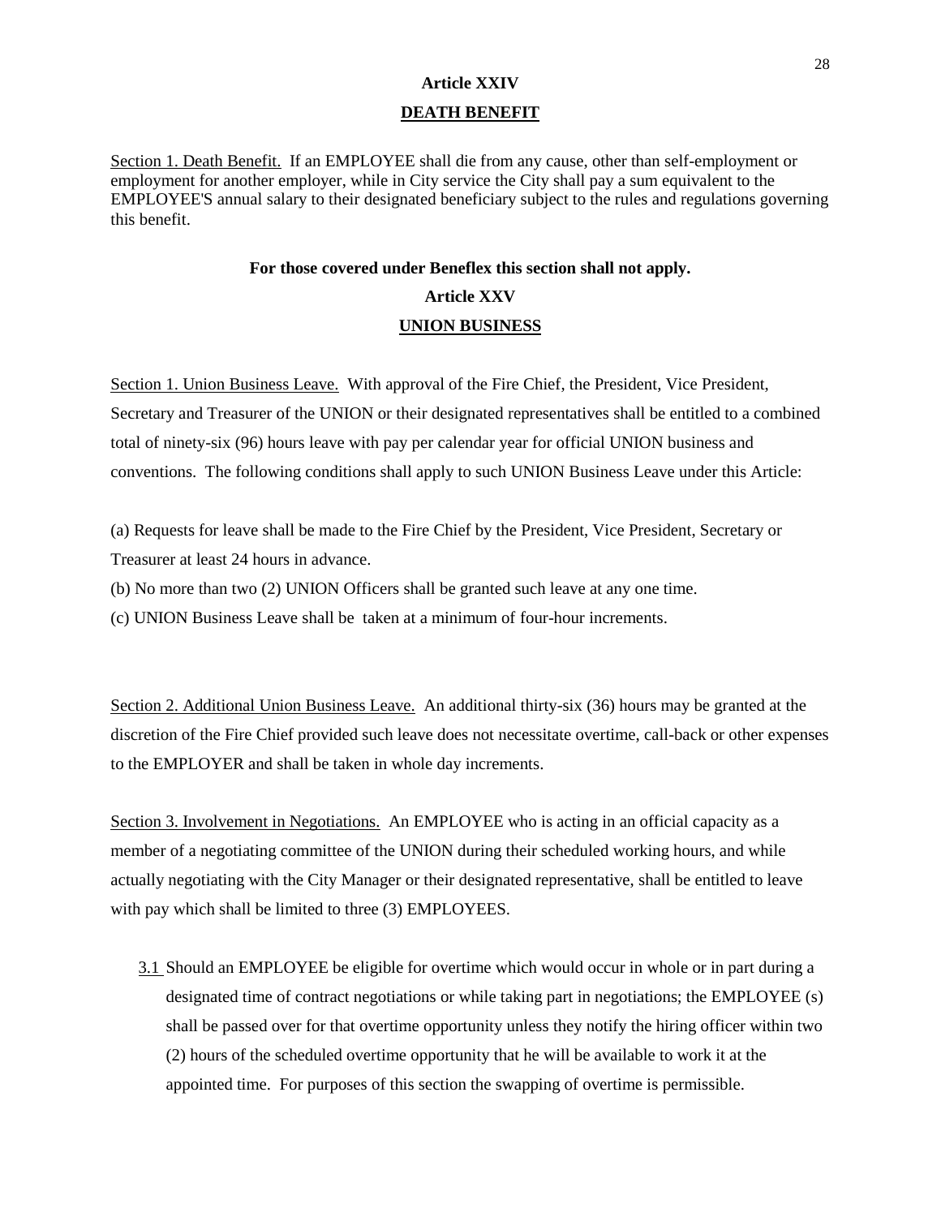## Article XXIV

## DEATH BENEFIT

Section 1. Death Benefit. If an EMPLOYEE shall die from any cause, other than self-employment or employment for another employer, while in City service the City shall pay a sum equivalent to the EMPLOYEE'S annual salary to their designated beneficiary subject to the rules and regulations governing this benefit.

**For those covered under Beneflex this section shall not apply.**

## Article XXV

## UNION BUSINESS

Section 1. Union Business Leave. With approval of the Fire Chief, the President, Vice President, Secretary and Treasurer of the UNION or their designated representatives shall be entitled to a combined total of ninety-six (96) hours leave with pay per calendar year for official UNION business and conventions. The following conditions shall apply to such UNION Business Leave under this Article:

(a) Requests for leave shall be made to the Fire Chief by the President, Vice President, Secretary or Treasurer at least 24 hours in advance.

(b) No more than two (2) UNION Officers shall be granted such leave at any one time.

(c) UNION Business Leave shall be taken at a minimum of four-hour increments.

Section 2. Additional Union Business Leave. An additional thirty-six (36) hours may be granted at the discretion of the Fire Chief provided such leave does not necessitate overtime, call-back or other expenses to the EMPLOYER and shall be taken in whole day increments.

Section 3. Involvement in Negotiations. An EMPLOYEE who is acting in an official capacity as a member of a negotiating committee of the UNION during their scheduled working hours, and while actually negotiating with the City Manager or their designated representative, shall be entitled to leave with pay which shall be limited to three (3) EMPLOYEES.

3.1 Should an EMPLOYEE be eligible for overtime which would occur in whole or in part during a designated time of contract negotiations or while taking part in negotiations; the EMPLOYEE (s) shall be passed over for that overtime opportunity unless they notify the hiring officer within two (2) hours of the scheduled overtime opportunity that he will be available to work it at the appointed time. For purposes of this section the swapping of overtime is permissible.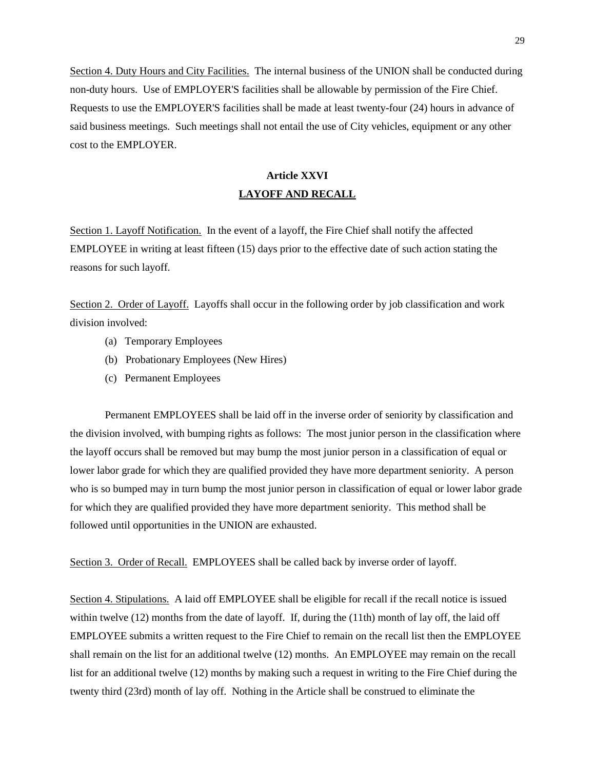Section 4. Duty Hours and City Facilities. The internal business of the UNION shall be conducted during non-duty hours. Use of EMPLOYER'S facilities shall be allowable by permission of the Fire Chief. Requests to use the EMPLOYER'S facilities shall be made at least twenty-four (24) hours in advance of said business meetings. Such meetings shall not entail the use of City vehicles, equipment or any other cost to the EMPLOYER.

## Article XXVI
## LAYOFF AND RECALL

Section 1. Layoff Notification. In the event of a layoff, the Fire Chief shall notify the affected EMPLOYEE in writing at least fifteen (15) days prior to the effective date of such action stating the reasons for such layoff.

Section 2. Order of Layoff. Layoffs shall occur in the following order by job classification and work division involved:

(a) Temporary Employees

(b) Probationary Employees (New Hires)

(c) Permanent Employees

Permanent EMPLOYEES shall be laid off in the inverse order of seniority by classification and the division involved, with bumping rights as follows: The most junior person in the classification where the layoff occurs shall be removed but may bump the most junior person in a classification of equal or lower labor grade for which they are qualified provided they have more department seniority. A person who is so bumped may in turn bump the most junior person in classification of equal or lower labor grade for which they are qualified provided they have more department seniority. This method shall be followed until opportunities in the UNION are exhausted.

Section 3. Order of Recall. EMPLOYEES shall be called back by inverse order of layoff.

Section 4. Stipulations. A laid off EMPLOYEE shall be eligible for recall if the recall notice is issued within twelve (12) months from the date of layoff. If, during the (11th) month of lay off, the laid off EMPLOYEE submits a written request to the Fire Chief to remain on the recall list then the EMPLOYEE shall remain on the list for an additional twelve (12) months. An EMPLOYEE may remain on the recall list for an additional twelve (12) months by making such a request in writing to the Fire Chief during the twenty third (23rd) month of lay off. Nothing in the Article shall be construed to eliminate the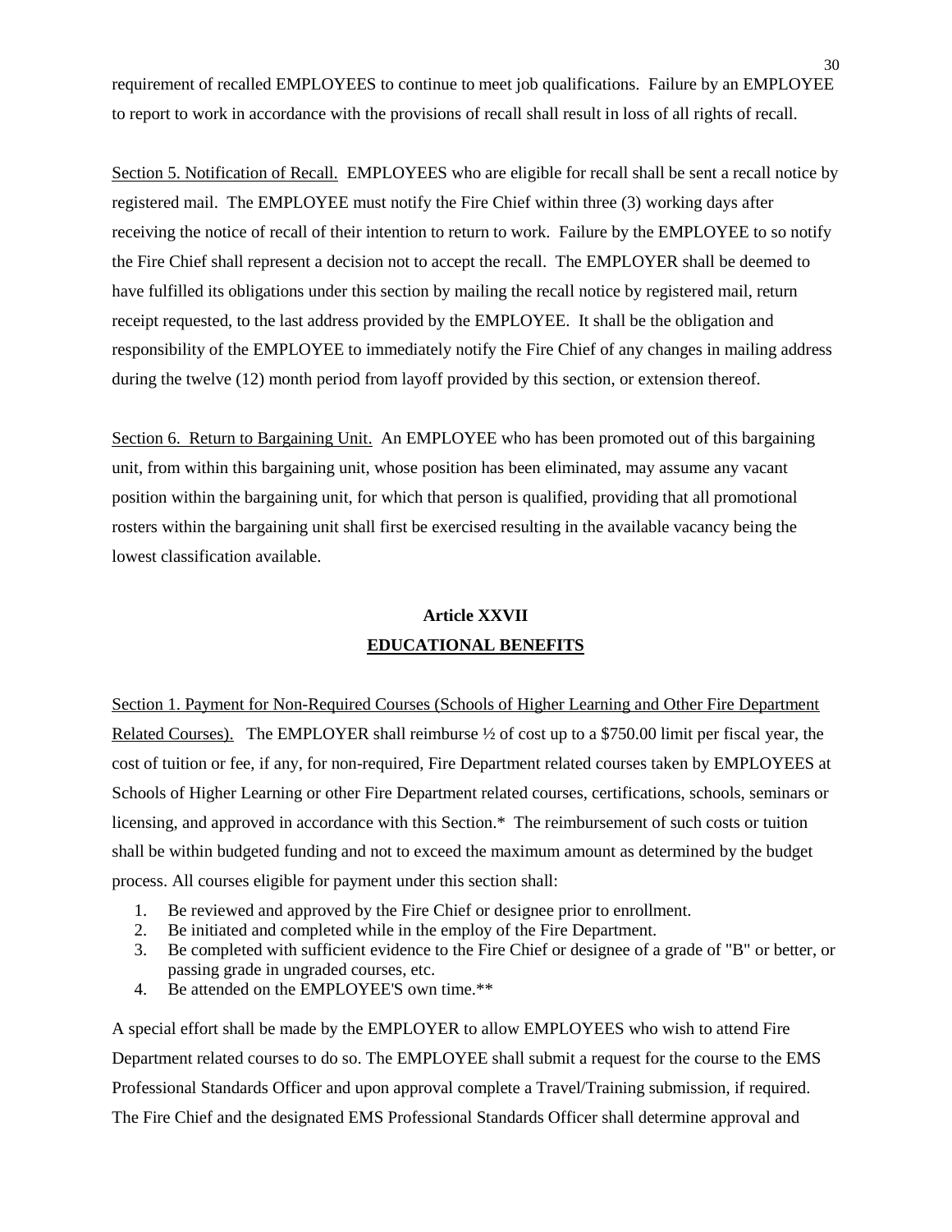requirement of recalled EMPLOYEES to continue to meet job qualifications. Failure by an EMPLOYEE to report to work in accordance with the provisions of recall shall result in loss of all rights of recall.

Section 5. Notification of Recall. EMPLOYEES who are eligible for recall shall be sent a recall notice by registered mail. The EMPLOYEE must notify the Fire Chief within three (3) working days after receiving the notice of recall of their intention to return to work. Failure by the EMPLOYEE to so notify the Fire Chief shall represent a decision not to accept the recall. The EMPLOYER shall be deemed to have fulfilled its obligations under this section by mailing the recall notice by registered mail, return receipt requested, to the last address provided by the EMPLOYEE. It shall be the obligation and responsibility of the EMPLOYEE to immediately notify the Fire Chief of any changes in mailing address during the twelve (12) month period from layoff provided by this section, or extension thereof.

Section 6. Return to Bargaining Unit. An EMPLOYEE who has been promoted out of this bargaining unit, from within this bargaining unit, whose position has been eliminated, may assume any vacant position within the bargaining unit, for which that person is qualified, providing that all promotional rosters within the bargaining unit shall first be exercised resulting in the available vacancy being the lowest classification available.

## Article XXVII
## EDUCATIONAL BENEFITS

Section 1. Payment for Non-Required Courses (Schools of Higher Learning and Other Fire Department Related Courses). The EMPLOYER shall reimburse ½ of cost up to a $750.00 limit per fiscal year, the cost of tuition or fee, if any, for non-required, Fire Department related courses taken by EMPLOYEES at Schools of Higher Learning or other Fire Department related courses, certifications, schools, seminars or licensing, and approved in accordance with this Section.* The reimbursement of such costs or tuition shall be within budgeted funding and not to exceed the maximum amount as determined by the budget process. All courses eligible for payment under this section shall:

1. Be reviewed and approved by the Fire Chief or designee prior to enrollment.
2. Be initiated and completed while in the employ of the Fire Department.
3. Be completed with sufficient evidence to the Fire Chief or designee of a grade of "B" or better, or passing grade in ungraded courses, etc.
4. Be attended on the EMPLOYEE'S own time.**

A special effort shall be made by the EMPLOYER to allow EMPLOYEES who wish to attend Fire Department related courses to do so. The EMPLOYEE shall submit a request for the course to the EMS Professional Standards Officer and upon approval complete a Travel/Training submission, if required. The Fire Chief and the designated EMS Professional Standards Officer shall determine approval and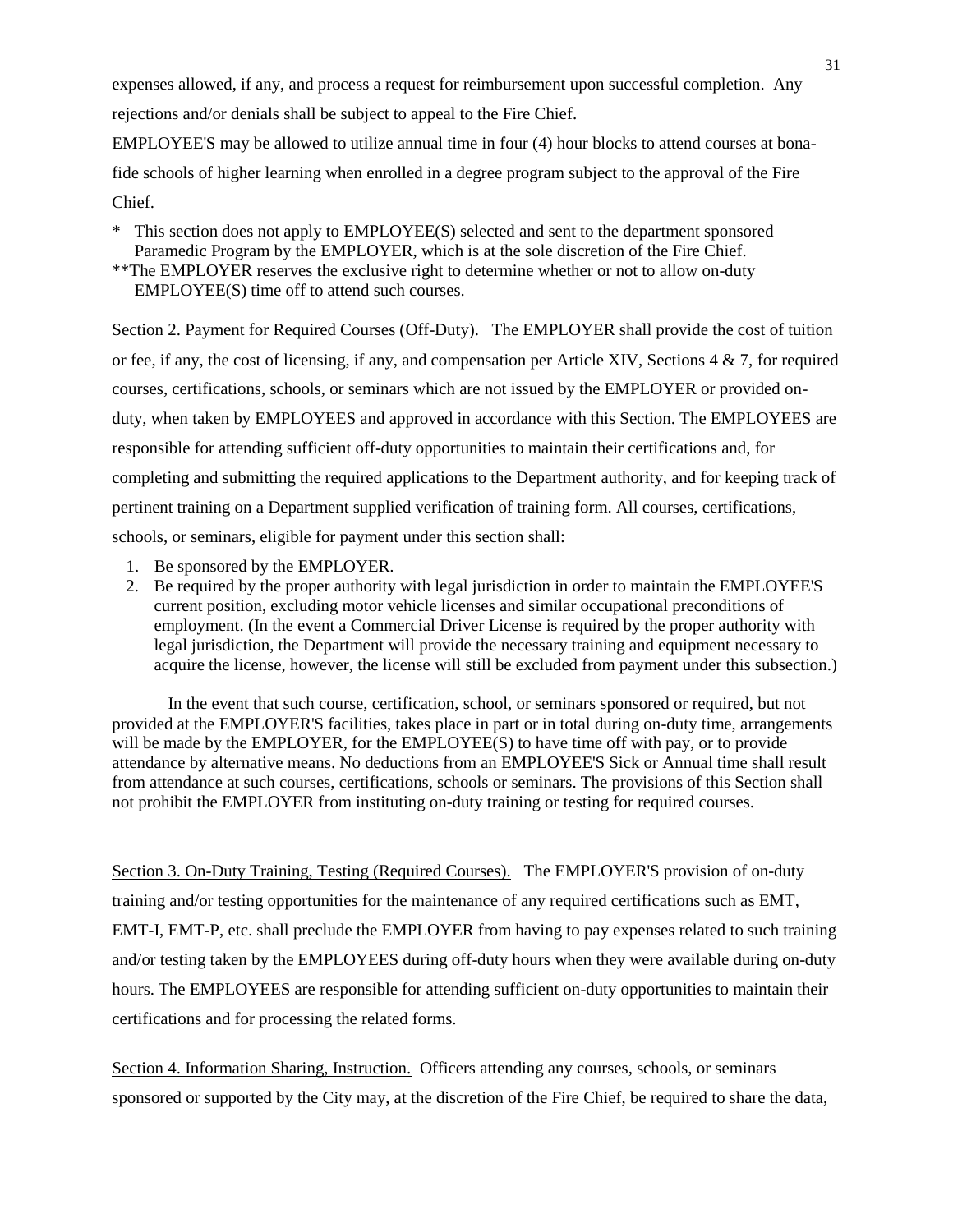expenses allowed, if any, and process a request for reimbursement upon successful completion. Any rejections and/or denials shall be subject to appeal to the Fire Chief.

EMPLOYEE'S may be allowed to utilize annual time in four (4) hour blocks to attend courses at bona-fide schools of higher learning when enrolled in a degree program subject to the approval of the Fire Chief.

\* This section does not apply to EMPLOYEE(S) selected and sent to the department sponsored Paramedic Program by the EMPLOYER, which is at the sole discretion of the Fire Chief.

\*\*The EMPLOYER reserves the exclusive right to determine whether or not to allow on-duty EMPLOYEE(S) time off to attend such courses.

<u>Section 2. Payment for Required Courses (Off-Duty).</u> The EMPLOYER shall provide the cost of tuition or fee, if any, the cost of licensing, if any, and compensation per Article XIV, Sections 4 & 7, for required courses, certifications, schools, or seminars which are not issued by the EMPLOYER or provided on-duty, when taken by EMPLOYEES and approved in accordance with this Section. The EMPLOYEES are responsible for attending sufficient off-duty opportunities to maintain their certifications and, for completing and submitting the required applications to the Department authority, and for keeping track of pertinent training on a Department supplied verification of training form. All courses, certifications, schools, or seminars, eligible for payment under this section shall:

1. Be sponsored by the EMPLOYER.
2. Be required by the proper authority with legal jurisdiction in order to maintain the EMPLOYEE'S current position, excluding motor vehicle licenses and similar occupational preconditions of employment. (In the event a Commercial Driver License is required by the proper authority with legal jurisdiction, the Department will provide the necessary training and equipment necessary to acquire the license, however, the license will still be excluded from payment under this subsection.)

In the event that such course, certification, school, or seminars sponsored or required, but not provided at the EMPLOYER'S facilities, takes place in part or in total during on-duty time, arrangements will be made by the EMPLOYER, for the EMPLOYEE(S) to have time off with pay, or to provide attendance by alternative means. No deductions from an EMPLOYEE'S Sick or Annual time shall result from attendance at such courses, certifications, schools or seminars. The provisions of this Section shall not prohibit the EMPLOYER from instituting on-duty training or testing for required courses.

<u>Section 3. On-Duty Training, Testing (Required Courses).</u> The EMPLOYER'S provision of on-duty training and/or testing opportunities for the maintenance of any required certifications such as EMT, EMT-I, EMT-P, etc. shall preclude the EMPLOYER from having to pay expenses related to such training and/or testing taken by the EMPLOYEES during off-duty hours when they were available during on-duty hours. The EMPLOYEES are responsible for attending sufficient on-duty opportunities to maintain their certifications and for processing the related forms.

<u>Section 4. Information Sharing, Instruction.</u> Officers attending any courses, schools, or seminars sponsored or supported by the City may, at the discretion of the Fire Chief, be required to share the data,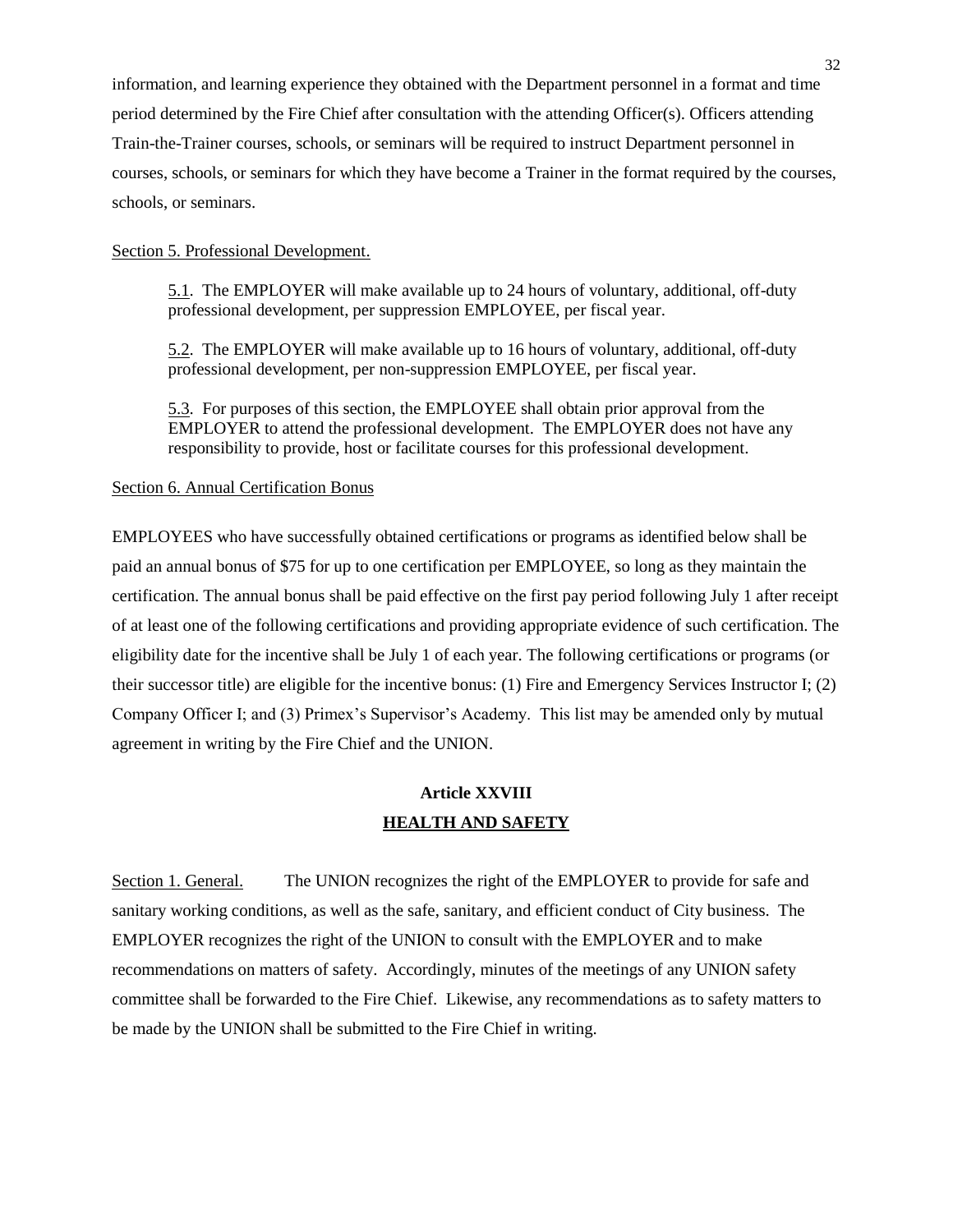information, and learning experience they obtained with the Department personnel in a format and time period determined by the Fire Chief after consultation with the attending Officer(s). Officers attending Train-the-Trainer courses, schools, or seminars will be required to instruct Department personnel in courses, schools, or seminars for which they have become a Trainer in the format required by the courses, schools, or seminars.

Section 5. Professional Development.

> 5.1. The EMPLOYER will make available up to 24 hours of voluntary, additional, off-duty professional development, per suppression EMPLOYEE, per fiscal year.
>
> 5.2. The EMPLOYER will make available up to 16 hours of voluntary, additional, off-duty professional development, per non-suppression EMPLOYEE, per fiscal year.
>
> 5.3. For purposes of this section, the EMPLOYEE shall obtain prior approval from the EMPLOYER to attend the professional development. The EMPLOYER does not have any responsibility to provide, host or facilitate courses for this professional development.

Section 6. Annual Certification Bonus

EMPLOYEES who have successfully obtained certifications or programs as identified below shall be paid an annual bonus of $75 for up to one certification per EMPLOYEE, so long as they maintain the certification. The annual bonus shall be paid effective on the first pay period following July 1 after receipt of at least one of the following certifications and providing appropriate evidence of such certification. The eligibility date for the incentive shall be July 1 of each year. The following certifications or programs (or their successor title) are eligible for the incentive bonus: (1) Fire and Emergency Services Instructor I; (2) Company Officer I; and (3) Primex's Supervisor's Academy. This list may be amended only by mutual agreement in writing by the Fire Chief and the UNION.

## Article XXVIII
## HEALTH AND SAFETY

Section 1. General. The UNION recognizes the right of the EMPLOYER to provide for safe and sanitary working conditions, as well as the safe, sanitary, and efficient conduct of City business. The EMPLOYER recognizes the right of the UNION to consult with the EMPLOYER and to make recommendations on matters of safety. Accordingly, minutes of the meetings of any UNION safety committee shall be forwarded to the Fire Chief. Likewise, any recommendations as to safety matters to be made by the UNION shall be submitted to the Fire Chief in writing.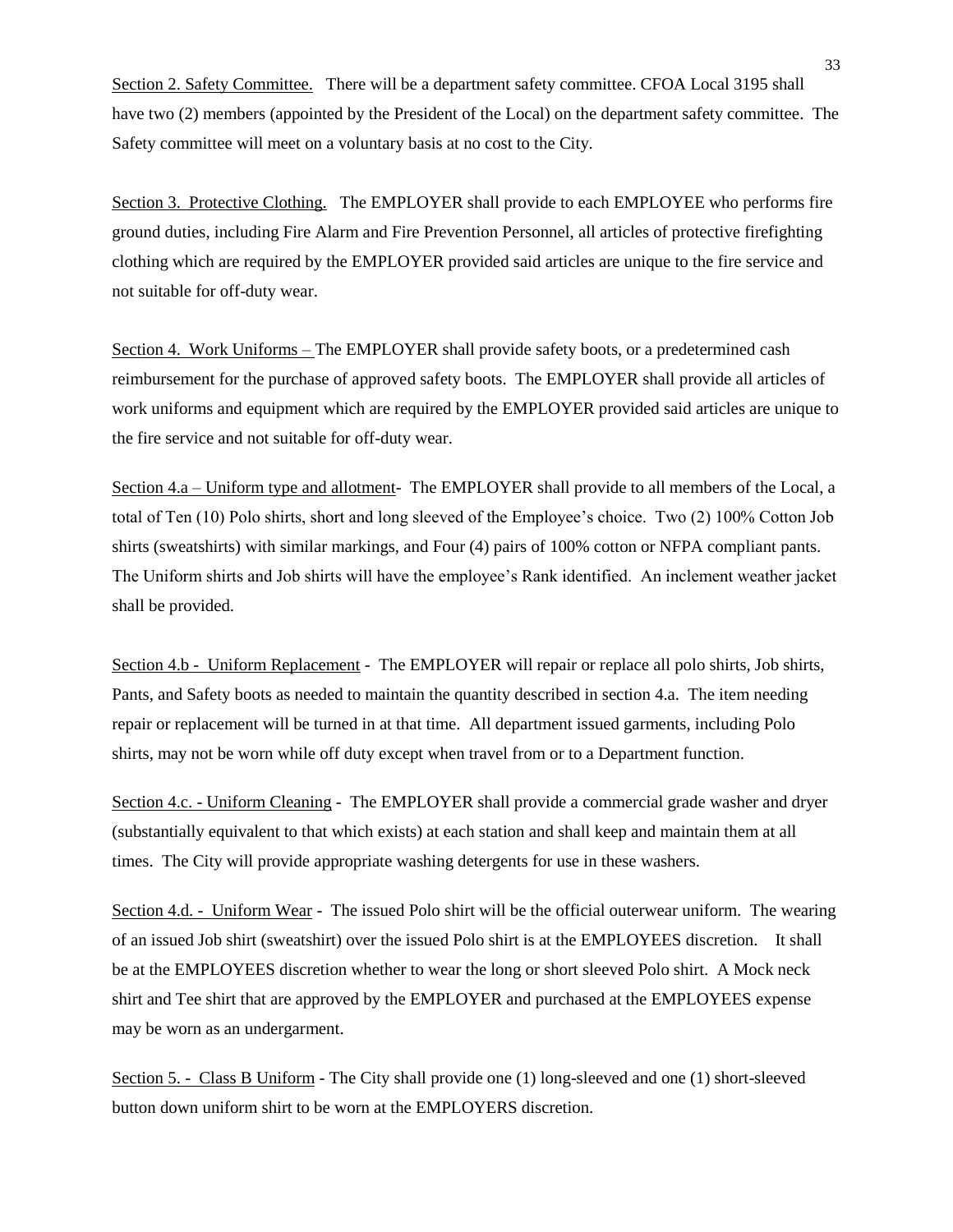Section 2. Safety Committee. There will be a department safety committee. CFOA Local 3195 shall have two (2) members (appointed by the President of the Local) on the department safety committee. The Safety committee will meet on a voluntary basis at no cost to the City.

Section 3. Protective Clothing. The EMPLOYER shall provide to each EMPLOYEE who performs fire ground duties, including Fire Alarm and Fire Prevention Personnel, all articles of protective firefighting clothing which are required by the EMPLOYER provided said articles are unique to the fire service and not suitable for off-duty wear.

Section 4. Work Uniforms – The EMPLOYER shall provide safety boots, or a predetermined cash reimbursement for the purchase of approved safety boots. The EMPLOYER shall provide all articles of work uniforms and equipment which are required by the EMPLOYER provided said articles are unique to the fire service and not suitable for off-duty wear.

Section 4.a – Uniform type and allotment- The EMPLOYER shall provide to all members of the Local, a total of Ten (10) Polo shirts, short and long sleeved of the Employee's choice. Two (2) 100% Cotton Job shirts (sweatshirts) with similar markings, and Four (4) pairs of 100% cotton or NFPA compliant pants. The Uniform shirts and Job shirts will have the employee's Rank identified. An inclement weather jacket shall be provided.

Section 4.b - Uniform Replacement - The EMPLOYER will repair or replace all polo shirts, Job shirts, Pants, and Safety boots as needed to maintain the quantity described in section 4.a. The item needing repair or replacement will be turned in at that time. All department issued garments, including Polo shirts, may not be worn while off duty except when travel from or to a Department function.

Section 4.c. - Uniform Cleaning - The EMPLOYER shall provide a commercial grade washer and dryer (substantially equivalent to that which exists) at each station and shall keep and maintain them at all times. The City will provide appropriate washing detergents for use in these washers.

Section 4.d. - Uniform Wear - The issued Polo shirt will be the official outerwear uniform. The wearing of an issued Job shirt (sweatshirt) over the issued Polo shirt is at the EMPLOYEES discretion. It shall be at the EMPLOYEES discretion whether to wear the long or short sleeved Polo shirt. A Mock neck shirt and Tee shirt that are approved by the EMPLOYER and purchased at the EMPLOYEES expense may be worn as an undergarment.

Section 5. - Class B Uniform - The City shall provide one (1) long-sleeved and one (1) short-sleeved button down uniform shirt to be worn at the EMPLOYERS discretion.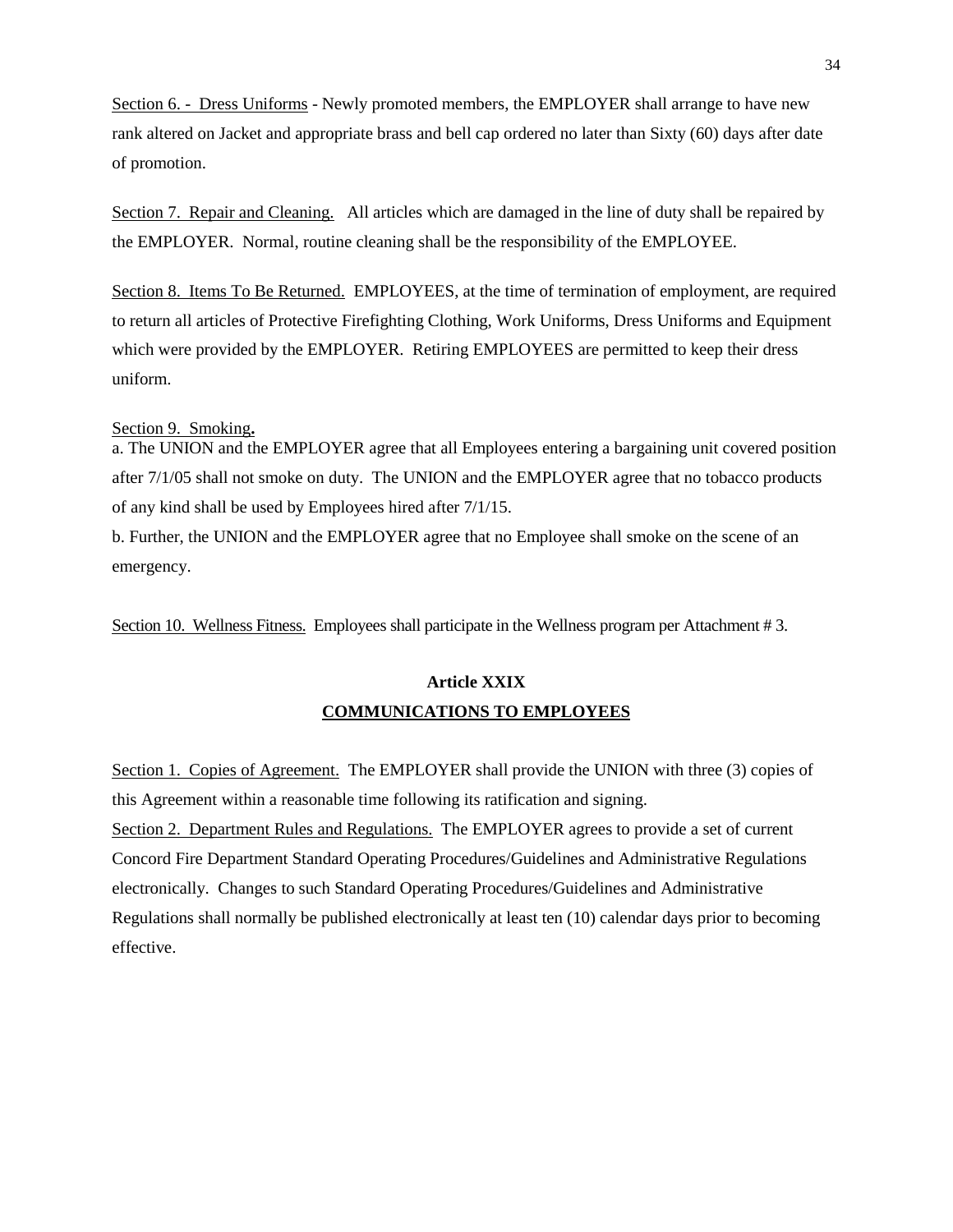Section 6. - Dress Uniforms - Newly promoted members, the EMPLOYER shall arrange to have new rank altered on Jacket and appropriate brass and bell cap ordered no later than Sixty (60) days after date of promotion.

Section 7. Repair and Cleaning. All articles which are damaged in the line of duty shall be repaired by the EMPLOYER. Normal, routine cleaning shall be the responsibility of the EMPLOYEE.

Section 8. Items To Be Returned. EMPLOYEES, at the time of termination of employment, are required to return all articles of Protective Firefighting Clothing, Work Uniforms, Dress Uniforms and Equipment which were provided by the EMPLOYER. Retiring EMPLOYEES are permitted to keep their dress uniform.

Section 9. Smoking.
a. The UNION and the EMPLOYER agree that all Employees entering a bargaining unit covered position after 7/1/05 shall not smoke on duty. The UNION and the EMPLOYER agree that no tobacco products of any kind shall be used by Employees hired after 7/1/15.
b. Further, the UNION and the EMPLOYER agree that no Employee shall smoke on the scene of an emergency.

Section 10. Wellness Fitness. Employees shall participate in the Wellness program per Attachment # 3.

## Article XXIX
## COMMUNICATIONS TO EMPLOYEES

Section 1. Copies of Agreement. The EMPLOYER shall provide the UNION with three (3) copies of this Agreement within a reasonable time following its ratification and signing.
Section 2. Department Rules and Regulations. The EMPLOYER agrees to provide a set of current Concord Fire Department Standard Operating Procedures/Guidelines and Administrative Regulations electronically. Changes to such Standard Operating Procedures/Guidelines and Administrative Regulations shall normally be published electronically at least ten (10) calendar days prior to becoming effective.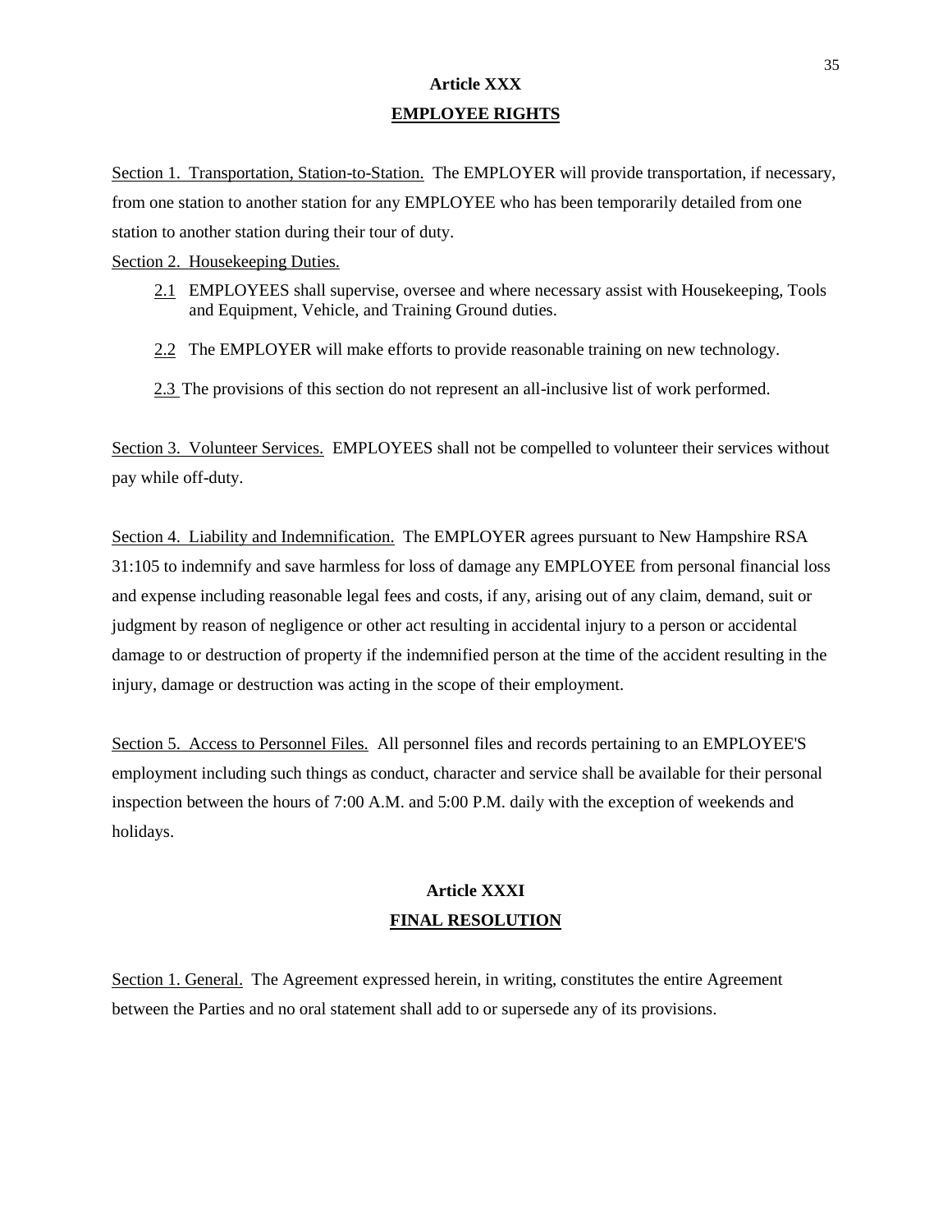## Article XXX

## EMPLOYEE RIGHTS

Section 1. Transportation, Station-to-Station. The EMPLOYER will provide transportation, if necessary, from one station to another station for any EMPLOYEE who has been temporarily detailed from one station to another station during their tour of duty.

Section 2. Housekeeping Duties.

2.1 EMPLOYEES shall supervise, oversee and where necessary assist with Housekeeping, Tools and Equipment, Vehicle, and Training Ground duties.

2.2 The EMPLOYER will make efforts to provide reasonable training on new technology.

2.3 The provisions of this section do not represent an all-inclusive list of work performed.

Section 3. Volunteer Services. EMPLOYEES shall not be compelled to volunteer their services without pay while off-duty.

Section 4. Liability and Indemnification. The EMPLOYER agrees pursuant to New Hampshire RSA 31:105 to indemnify and save harmless for loss of damage any EMPLOYEE from personal financial loss and expense including reasonable legal fees and costs, if any, arising out of any claim, demand, suit or judgment by reason of negligence or other act resulting in accidental injury to a person or accidental damage to or destruction of property if the indemnified person at the time of the accident resulting in the injury, damage or destruction was acting in the scope of their employment.

Section 5. Access to Personnel Files. All personnel files and records pertaining to an EMPLOYEE'S employment including such things as conduct, character and service shall be available for their personal inspection between the hours of 7:00 A.M. and 5:00 P.M. daily with the exception of weekends and holidays.

## Article XXXI

## FINAL RESOLUTION

Section 1. General. The Agreement expressed herein, in writing, constitutes the entire Agreement between the Parties and no oral statement shall add to or supersede any of its provisions.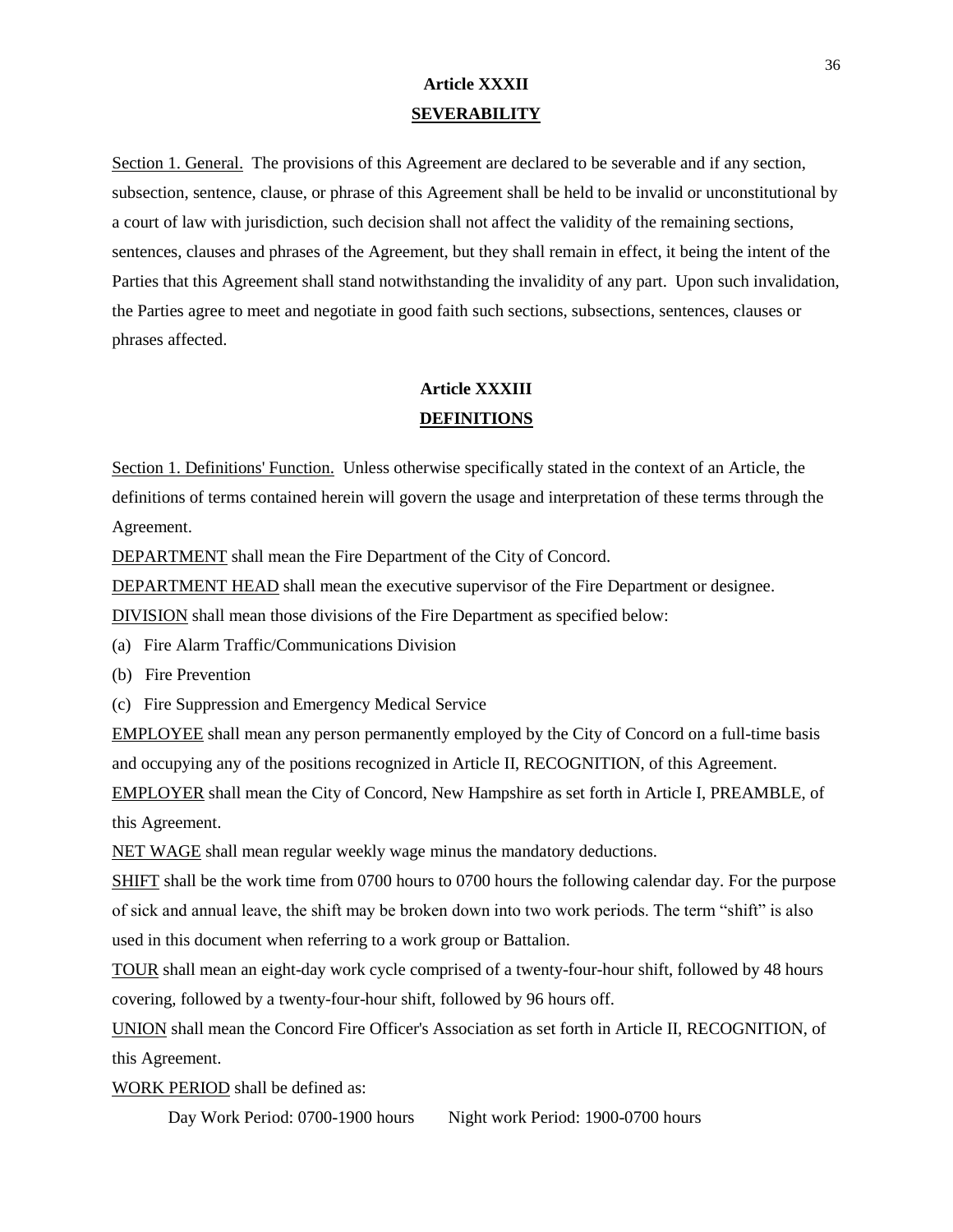## Article XXXII

## SEVERABILITY

Section 1. General. The provisions of this Agreement are declared to be severable and if any section, subsection, sentence, clause, or phrase of this Agreement shall be held to be invalid or unconstitutional by a court of law with jurisdiction, such decision shall not affect the validity of the remaining sections, sentences, clauses and phrases of the Agreement, but they shall remain in effect, it being the intent of the Parties that this Agreement shall stand notwithstanding the invalidity of any part. Upon such invalidation, the Parties agree to meet and negotiate in good faith such sections, subsections, sentences, clauses or phrases affected.

## Article XXXIII

## DEFINITIONS

Section 1. Definitions' Function. Unless otherwise specifically stated in the context of an Article, the definitions of terms contained herein will govern the usage and interpretation of these terms through the Agreement.

DEPARTMENT shall mean the Fire Department of the City of Concord.

DEPARTMENT HEAD shall mean the executive supervisor of the Fire Department or designee.

DIVISION shall mean those divisions of the Fire Department as specified below:

(a) Fire Alarm Traffic/Communications Division

(b) Fire Prevention

(c) Fire Suppression and Emergency Medical Service

EMPLOYEE shall mean any person permanently employed by the City of Concord on a full-time basis and occupying any of the positions recognized in Article II, RECOGNITION, of this Agreement.

EMPLOYER shall mean the City of Concord, New Hampshire as set forth in Article I, PREAMBLE, of this Agreement.

NET WAGE shall mean regular weekly wage minus the mandatory deductions.

SHIFT shall be the work time from 0700 hours to 0700 hours the following calendar day. For the purpose of sick and annual leave, the shift may be broken down into two work periods. The term "shift" is also used in this document when referring to a work group or Battalion.

TOUR shall mean an eight-day work cycle comprised of a twenty-four-hour shift, followed by 48 hours covering, followed by a twenty-four-hour shift, followed by 96 hours off.

UNION shall mean the Concord Fire Officer's Association as set forth in Article II, RECOGNITION, of this Agreement.

WORK PERIOD shall be defined as:

Day Work Period: 0700-1900 hours     Night work Period: 1900-0700 hours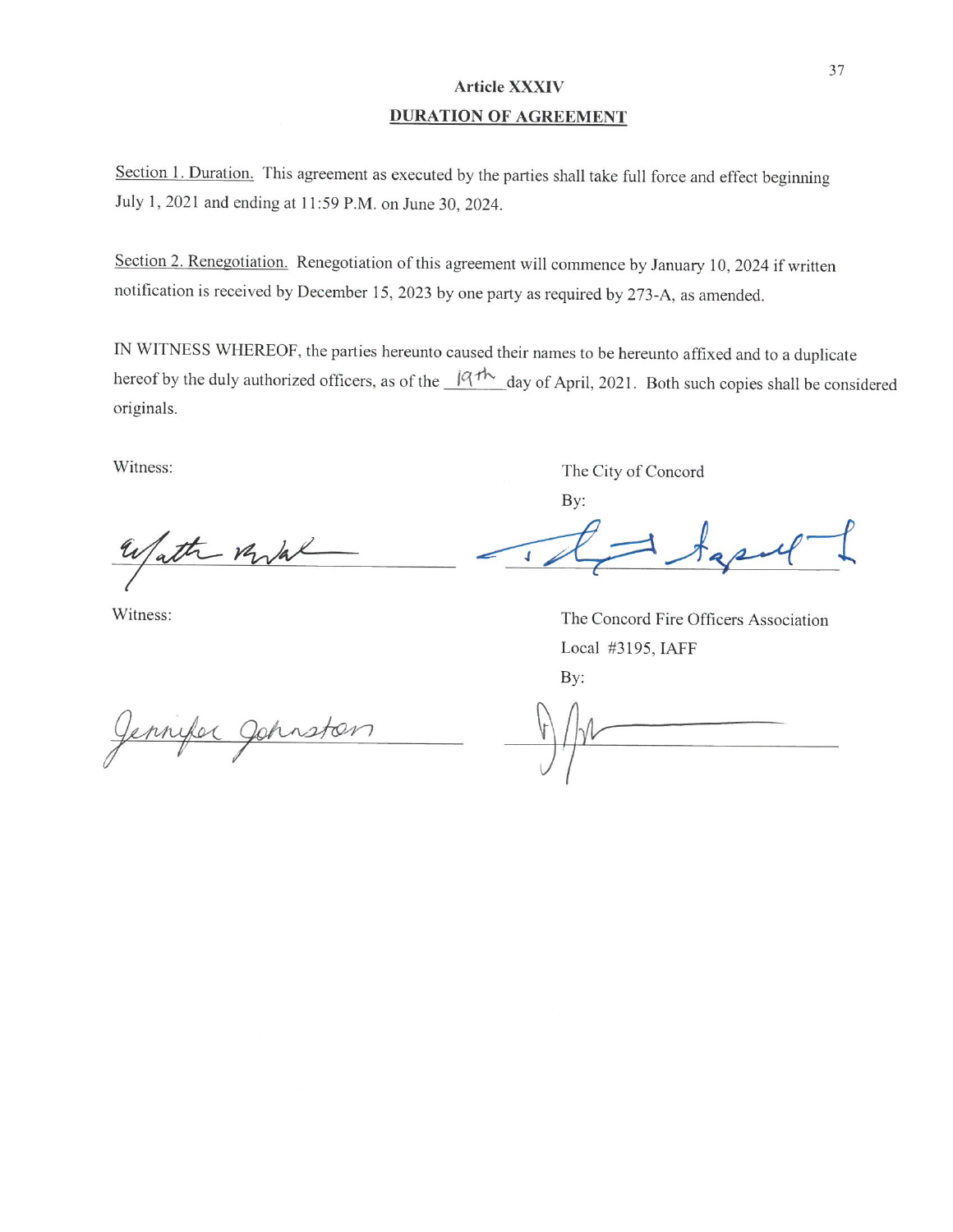## Article XXXIV

## DURATION OF AGREEMENT

Section 1. Duration. This agreement as executed by the parties shall take full force and effect beginning July 1, 2021 and ending at 11:59 P.M. on June 30, 2024.

Section 2. Renegotiation. Renegotiation of this agreement will commence by January 10, 2024 if written notification is received by December 15, 2023 by one party as required by 273-A, as amended.

IN WITNESS WHEREOF, the parties hereunto caused their names to be hereunto affixed and to a duplicate hereof by the duly authorized officers, as of the 19th day of April, 2021. Both such copies shall be considered originals.

Witness: ______________________

The City of Concord

By: ______________________

Witness: Jennifer Johnston

The Concord Fire Officers Association

Local #3195, IAFF

By: ______________________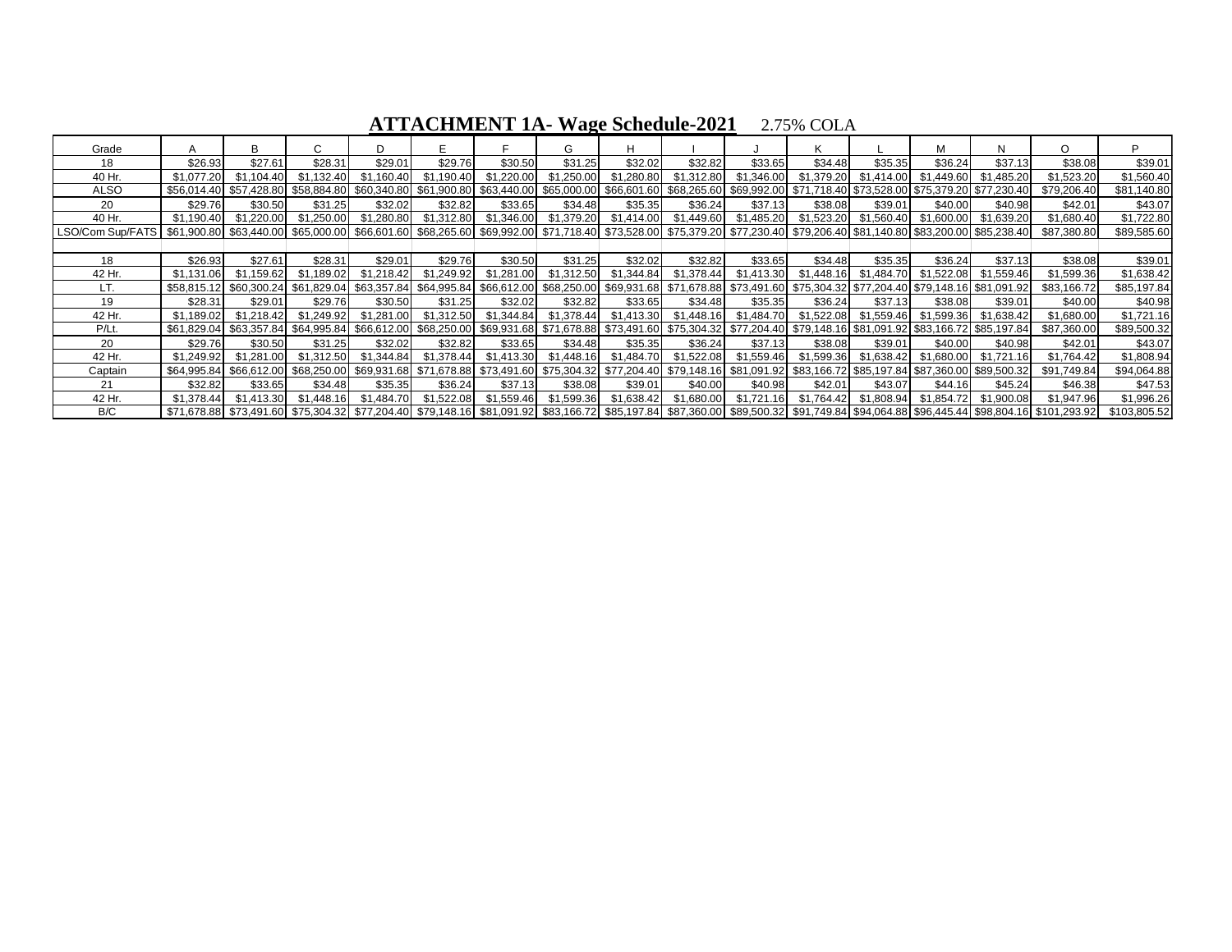**ATTACHMENT 1A- Wage Schedule-2021** 2.75% COLA

| Grade | A | B | C | D | E | F | G | H | I | J | K | L | M | N | O | P |
|---|---|---|---|---|---|---|---|---|---|---|---|---|---|---|---|---|
| 18 | $26.93 | $27.61 | $28.31 | $29.01 | $29.76 | $30.50 | $31.25 | $32.02 | $32.82 | $33.65 | $34.48 | $35.35 | $36.24 | $37.13 | $38.08 | $39.01 |
| 40 Hr. | $1,077.20 | $1,104.40 | $1,132.40 | $1,160.40 | $1,190.40 | $1,220.00 | $1,250.00 | $1,280.80 | $1,312.80 | $1,346.00 | $1,379.20 | $1,414.00 | $1,449.60 | $1,485.20 | $1,523.20 | $1,560.40 |
| ALSO | $56,014.40 | $57,428.80 | $58,884.80 | $60,340.80 | $61,900.80 | $63,440.00 | $65,000.00 | $66,601.60 | $68,265.60 | $69,992.00 | $71,718.40 | $73,528.00 | $75,379.20 | $77,230.40 | $79,206.40 | $81,140.80 |
| 20 | $29.76 | $30.50 | $31.25 | $32.02 | $32.82 | $33.65 | $34.48 | $35.35 | $36.24 | $37.13 | $38.08 | $39.01 | $40.00 | $40.98 | $42.01 | $43.07 |
| 40 Hr. | $1,190.40 | $1,220.00 | $1,250.00 | $1,280.80 | $1,312.80 | $1,346.00 | $1,379.20 | $1,414.00 | $1,449.60 | $1,485.20 | $1,523.20 | $1,560.40 | $1,600.00 | $1,639.20 | $1,680.40 | $1,722.80 |
| LSO/Com Sup/FATS | $61,900.80 | $63,440.00 | $65,000.00 | $66,601.60 | $68,265.60 | $69,992.00 | $71,718.40 | $73,528.00 | $75,379.20 | $77,230.40 | $79,206.40 | $81,140.80 | $83,200.00 | $85,238.40 | $87,380.80 | $89,585.60 |
| | | | | | | | | | | | | | | | | |
| 18 | $26.93 | $27.61 | $28.31 | $29.01 | $29.76 | $30.50 | $31.25 | $32.02 | $32.82 | $33.65 | $34.48 | $35.35 | $36.24 | $37.13 | $38.08 | $39.01 |
| 42 Hr. | $1,131.06 | $1,159.62 | $1,189.02 | $1,218.42 | $1,249.92 | $1,281.00 | $1,312.50 | $1,344.84 | $1,378.44 | $1,413.30 | $1,448.16 | $1,484.70 | $1,522.08 | $1,559.46 | $1,599.36 | $1,638.42 |
| LT. | $58,815.12 | $60,300.24 | $61,829.04 | $63,357.84 | $64,995.84 | $66,612.00 | $68,250.00 | $69,931.68 | $71,678.88 | $73,491.60 | $75,304.32 | $77,204.40 | $79,148.16 | $81,091.92 | $83,166.72 | $85,197.84 |
| 19 | $28.31 | $29.01 | $29.76 | $30.50 | $31.25 | $32.02 | $32.82 | $33.65 | $34.48 | $35.35 | $36.24 | $37.13 | $38.08 | $39.01 | $40.00 | $40.98 |
| 42 Hr. | $1,189.02 | $1,218.42 | $1,249.92 | $1,281.00 | $1,312.50 | $1,344.84 | $1,378.44 | $1,413.30 | $1,448.16 | $1,484.70 | $1,522.08 | $1,559.46 | $1,599.36 | $1,638.42 | $1,680.00 | $1,721.16 |
| P/Lt. | $61,829.04 | $63,357.84 | $64,995.84 | $66,612.00 | $68,250.00 | $69,931.68 | $71,678.88 | $73,491.60 | $75,304.32 | $77,204.40 | $79,148.16 | $81,091.92 | $83,166.72 | $85,197.84 | $87,360.00 | $89,500.32 |
| 20 | $29.76 | $30.50 | $31.25 | $32.02 | $32.82 | $33.65 | $34.48 | $35.35 | $36.24 | $37.13 | $38.08 | $39.01 | $40.00 | $40.98 | $42.01 | $43.07 |
| 42 Hr. | $1,249.92 | $1,281.00 | $1,312.50 | $1,344.84 | $1,378.44 | $1,413.30 | $1,448.16 | $1,484.70 | $1,522.08 | $1,559.46 | $1,599.36 | $1,638.42 | $1,680.00 | $1,721.16 | $1,764.42 | $1,808.94 |
| Captain | $64,995.84 | $66,612.00 | $68,250.00 | $69,931.68 | $71,678.88 | $73,491.60 | $75,304.32 | $77,204.40 | $79,148.16 | $81,091.92 | $83,166.72 | $85,197.84 | $87,360.00 | $89,500.32 | $91,749.84 | $94,064.88 |
| 21 | $32.82 | $33.65 | $34.48 | $35.35 | $36.24 | $37.13 | $38.08 | $39.01 | $40.00 | $40.98 | $42.01 | $43.07 | $44.16 | $45.24 | $46.38 | $47.53 |
| 42 Hr. | $1,378.44 | $1,413.30 | $1,448.16 | $1,484.70 | $1,522.08 | $1,559.46 | $1,599.36 | $1,638.42 | $1,680.00 | $1,721.16 | $1,764.42 | $1,808.94 | $1,854.72 | $1,900.08 | $1,947.96 | $1,996.26 |
| B/C | $71,678.88 | $73,491.60 | $75,304.32 | $77,204.40 | $79,148.16 | $81,091.92 | $83,166.72 | $85,197.84 | $87,360.00 | $89,500.32 | $91,749.84 | $94,064.88 | $96,445.44 | $98,804.16 | $101,293.92 | $103,805.52 |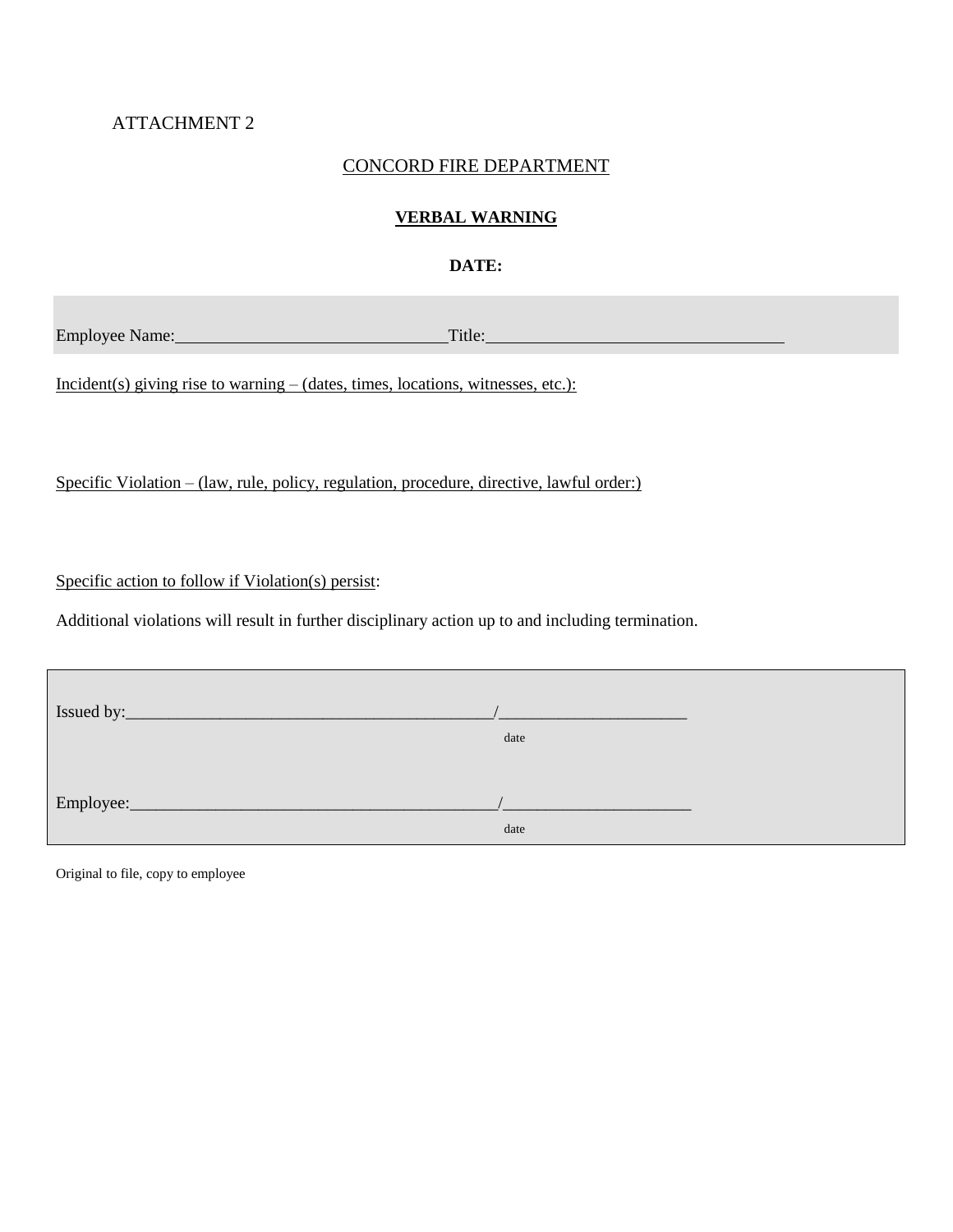ATTACHMENT 2

CONCORD FIRE DEPARTMENT

**VERBAL WARNING**

**DATE:**

Employee Name:_______________________________Title:__________________________________

Incident(s) giving rise to warning – (dates, times, locations, witnesses, etc.):

Specific Violation – (law, rule, policy, regulation, procedure, directive, lawful order:)

Specific action to follow if Violation(s) persist:

Additional violations will result in further disciplinary action up to and including termination.

Issued by:___________________________________________/______________________
date

Employee:___________________________________________/______________________
date

Original to file, copy to employee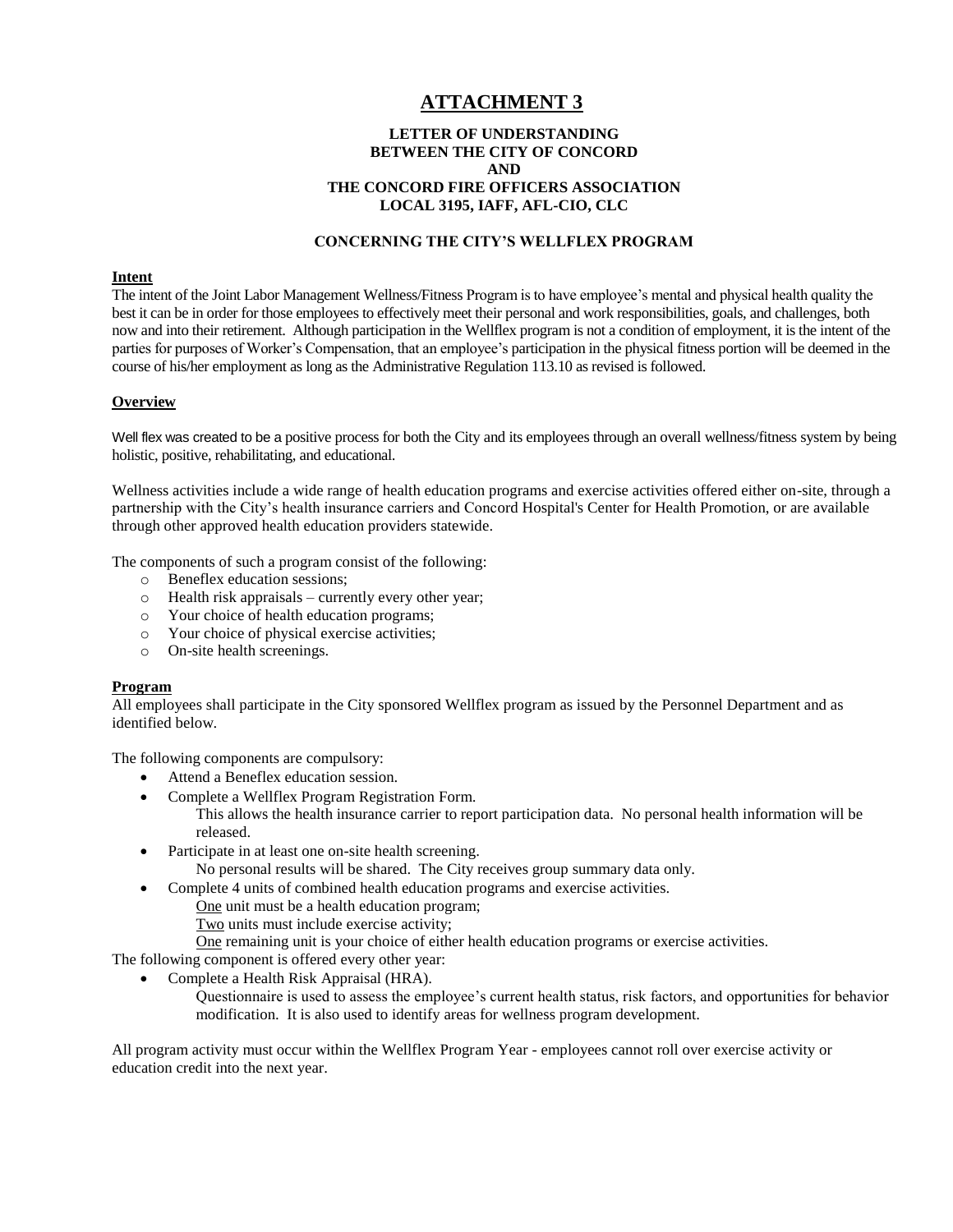# ATTACHMENT 3

**LETTER OF UNDERSTANDING**
**BETWEEN THE CITY OF CONCORD**
**AND**
**THE CONCORD FIRE OFFICERS ASSOCIATION**
**LOCAL 3195, IAFF, AFL-CIO, CLC**

**CONCERNING THE CITY'S WELLFLEX PROGRAM**

**Intent**

The intent of the Joint Labor Management Wellness/Fitness Program is to have employee's mental and physical health quality the best it can be in order for those employees to effectively meet their personal and work responsibilities, goals, and challenges, both now and into their retirement. Although participation in the Wellflex program is not a condition of employment, it is the intent of the parties for purposes of Worker's Compensation, that an employee's participation in the physical fitness portion will be deemed in the course of his/her employment as long as the Administrative Regulation 113.10 as revised is followed.

**Overview**

Well flex was created to be a positive process for both the City and its employees through an overall wellness/fitness system by being holistic, positive, rehabilitating, and educational.

Wellness activities include a wide range of health education programs and exercise activities offered either on-site, through a partnership with the City's health insurance carriers and Concord Hospital's Center for Health Promotion, or are available through other approved health education providers statewide.

The components of such a program consist of the following:

- Beneflex education sessions;
- Health risk appraisals – currently every other year;
- Your choice of health education programs;
- Your choice of physical exercise activities;
- On-site health screenings.

**Program**

All employees shall participate in the City sponsored Wellflex program as issued by the Personnel Department and as identified below.

The following components are compulsory:

- Attend a Beneflex education session.
- Complete a Wellflex Program Registration Form.
  This allows the health insurance carrier to report participation data. No personal health information will be released.
- Participate in at least one on-site health screening.
  No personal results will be shared. The City receives group summary data only.
- Complete 4 units of combined health education programs and exercise activities.
  One unit must be a health education program;
  Two units must include exercise activity;
  One remaining unit is your choice of either health education programs or exercise activities.

The following component is offered every other year:

- Complete a Health Risk Appraisal (HRA).
  Questionnaire is used to assess the employee's current health status, risk factors, and opportunities for behavior modification. It is also used to identify areas for wellness program development.

All program activity must occur within the Wellflex Program Year - employees cannot roll over exercise activity or education credit into the next year.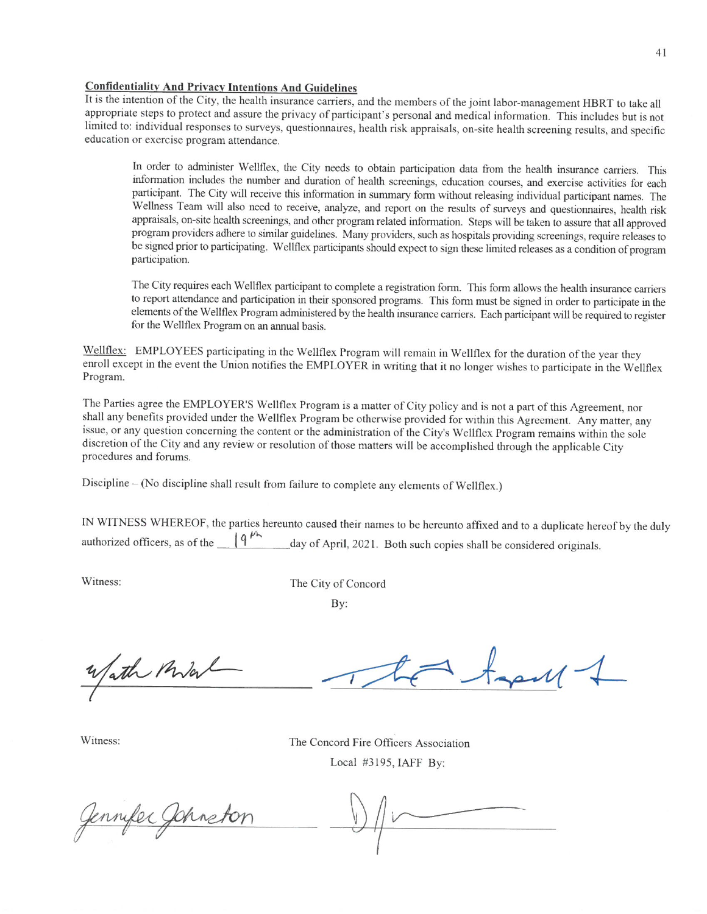**Confidentiality And Privacy Intentions And Guidelines**

It is the intention of the City, the health insurance carriers, and the members of the joint labor-management HBRT to take all appropriate steps to protect and assure the privacy of participant's personal and medical information. This includes but is not limited to: individual responses to surveys, questionnaires, health risk appraisals, on-site health screening results, and specific education or exercise program attendance.

> In order to administer Wellflex, the City needs to obtain participation data from the health insurance carriers. This information includes the number and duration of health screenings, education courses, and exercise activities for each participant. The City will receive this information in summary form without releasing individual participant names. The Wellness Team will also need to receive, analyze, and report on the results of surveys and questionnaires, health risk appraisals, on-site health screenings, and other program related information. Steps will be taken to assure that all approved program providers adhere to similar guidelines. Many providers, such as hospitals providing screenings, require releases to be signed prior to participating. Wellflex participants should expect to sign these limited releases as a condition of program participation.
>
> The City requires each Wellflex participant to complete a registration form. This form allows the health insurance carriers to report attendance and participation in their sponsored programs. This form must be signed in order to participate in the elements of the Wellflex Program administered by the health insurance carriers. Each participant will be required to register for the Wellflex Program on an annual basis.

Wellflex: EMPLOYEES participating in the Wellflex Program will remain in Wellflex for the duration of the year they enroll except in the event the Union notifies the EMPLOYER in writing that it no longer wishes to participate in the Wellflex Program.

The Parties agree the EMPLOYER'S Wellflex Program is a matter of City policy and is not a part of this Agreement, nor shall any benefits provided under the Wellflex Program be otherwise provided for within this Agreement. Any matter, any issue, or any question concerning the content or the administration of the City's Wellflex Program remains within the sole discretion of the City and any review or resolution of those matters will be accomplished through the applicable City procedures and forums.

Discipline – (No discipline shall result from failure to complete any elements of Wellflex.)

IN WITNESS WHEREOF, the parties hereunto caused their names to be hereunto affixed and to a duplicate hereof by the duly authorized officers, as of the 19th day of April, 2021. Both such copies shall be considered originals.

Witness: The City of Concord

By:

[Signature] [Signature]

Witness: The Concord Fire Officers Association Local #3195, IAFF By:

Jennifer Johnston [Signature]